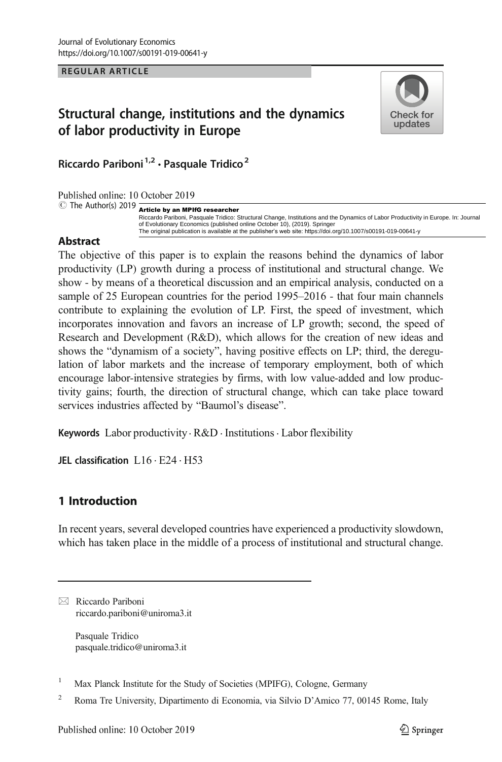Journal of Evolutionary Economics
https://doi.org/10.1007/s00191-019-00641-y

REGULAR ARTICLE

# Structural change, institutions and the dynamics of labor productivity in Europe

**Riccardo Pariboni**[1,2] **· Pasquale Tridico**[2]

Published online: 10 October 2019
© The Author(s) 2019

**Article by an MPIfG researcher**
Riccardo Pariboni, Pasquale Tridico: Structural Change, Institutions and the Dynamics of Labor Productivity in Europe. In: Journal of Evolutionary Economics (published online October 10), (2019). Springer
The original publication is available at the publisher's web site: https://doi.org/10.1007/s00191-019-00641-y

## Abstract

The objective of this paper is to explain the reasons behind the dynamics of labor productivity (LP) growth during a process of institutional and structural change. We show - by means of a theoretical discussion and an empirical analysis, conducted on a sample of 25 European countries for the period 1995–2016 - that four main channels contribute to explaining the evolution of LP. First, the speed of investment, which incorporates innovation and favors an increase of LP growth; second, the speed of Research and Development (R&D), which allows for the creation of new ideas and shows the "dynamism of a society", having positive effects on LP; third, the deregulation of labor markets and the increase of temporary employment, both of which encourage labor-intensive strategies by firms, with low value-added and low productivity gains; fourth, the direction of structural change, which can take place toward services industries affected by "Baumol's disease".

**Keywords** Labor productivity · R&D · Institutions · Labor flexibility

**JEL classification** L16 · E24 · H53

## 1 Introduction

In recent years, several developed countries have experienced a productivity slowdown, which has taken place in the middle of a process of institutional and structural change.

---

✉ Riccardo Pariboni
riccardo.pariboni@uniroma3.it

Pasquale Tridico
pasquale.tridico@uniroma3.it

[1] Max Planck Institute for the Study of Societies (MPIFG), Cologne, Germany

[2] Roma Tre University, Dipartimento di Economia, via Silvio D'Amico 77, 00145 Rome, Italy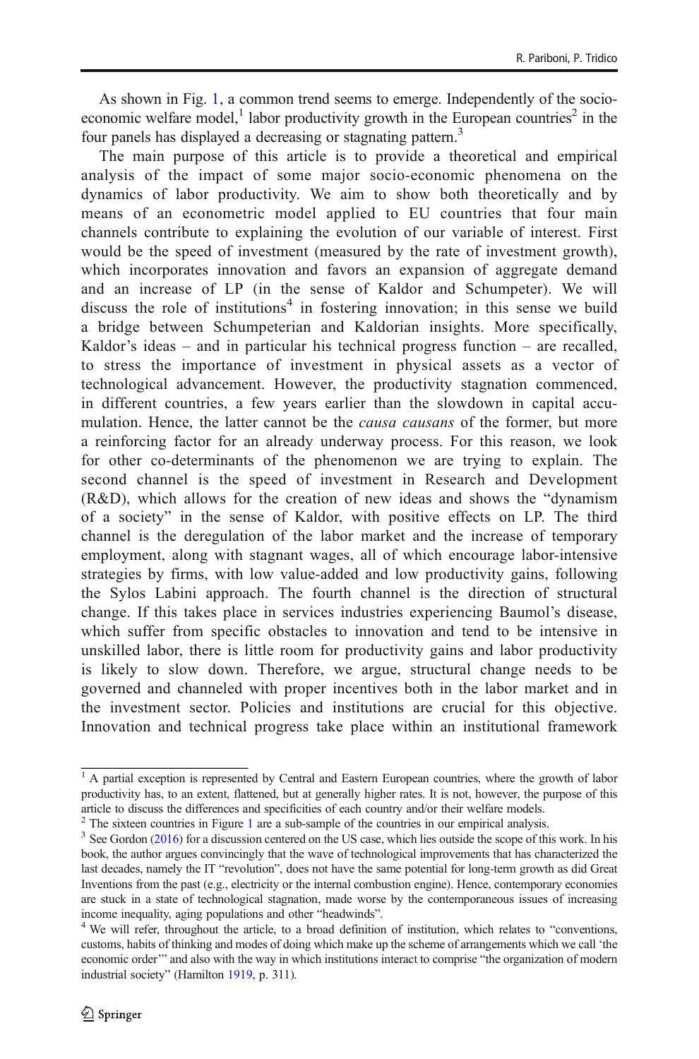As shown in Fig. 1, a common trend seems to emerge. Independently of the socio-economic welfare model,[1] labor productivity growth in the European countries[2] in the four panels has displayed a decreasing or stagnating pattern.[3]

The main purpose of this article is to provide a theoretical and empirical analysis of the impact of some major socio-economic phenomena on the dynamics of labor productivity. We aim to show both theoretically and by means of an econometric model applied to EU countries that four main channels contribute to explaining the evolution of our variable of interest. First would be the speed of investment (measured by the rate of investment growth), which incorporates innovation and favors an expansion of aggregate demand and an increase of LP (in the sense of Kaldor and Schumpeter). We will discuss the role of institutions[4] in fostering innovation; in this sense we build a bridge between Schumpeterian and Kaldorian insights. More specifically, Kaldor's ideas – and in particular his technical progress function – are recalled, to stress the importance of investment in physical assets as a vector of technological advancement. However, the productivity stagnation commenced, in different countries, a few years earlier than the slowdown in capital accumulation. Hence, the latter cannot be the *causa causans* of the former, but more a reinforcing factor for an already underway process. For this reason, we look for other co-determinants of the phenomenon we are trying to explain. The second channel is the speed of investment in Research and Development (R&D), which allows for the creation of new ideas and shows the "dynamism of a society" in the sense of Kaldor, with positive effects on LP. The third channel is the deregulation of the labor market and the increase of temporary employment, along with stagnant wages, all of which encourage labor-intensive strategies by firms, with low value-added and low productivity gains, following the Sylos Labini approach. The fourth channel is the direction of structural change. If this takes place in services industries experiencing Baumol's disease, which suffer from specific obstacles to innovation and tend to be intensive in unskilled labor, there is little room for productivity gains and labor productivity is likely to slow down. Therefore, we argue, structural change needs to be governed and channeled with proper incentives both in the labor market and in the investment sector. Policies and institutions are crucial for this objective. Innovation and technical progress take place within an institutional framework

---

[1] A partial exception is represented by Central and Eastern European countries, where the growth of labor productivity has, to an extent, flattened, but at generally higher rates. It is not, however, the purpose of this article to discuss the differences and specificities of each country and/or their welfare models.

[2] The sixteen countries in Figure 1 are a sub-sample of the countries in our empirical analysis.

[3] See Gordon (2016) for a discussion centered on the US case, which lies outside the scope of this work. In his book, the author argues convincingly that the wave of technological improvements that has characterized the last decades, namely the IT "revolution", does not have the same potential for long-term growth as did Great Inventions from the past (e.g., electricity or the internal combustion engine). Hence, contemporary economies are stuck in a state of technological stagnation, made worse by the contemporaneous issues of increasing income inequality, aging populations and other "headwinds".

[4] We will refer, throughout the article, to a broad definition of institution, which relates to "conventions, customs, habits of thinking and modes of doing which make up the scheme of arrangements which we call 'the economic order'" and also with the way in which institutions interact to comprise "the organization of modern industrial society" (Hamilton 1919, p. 311).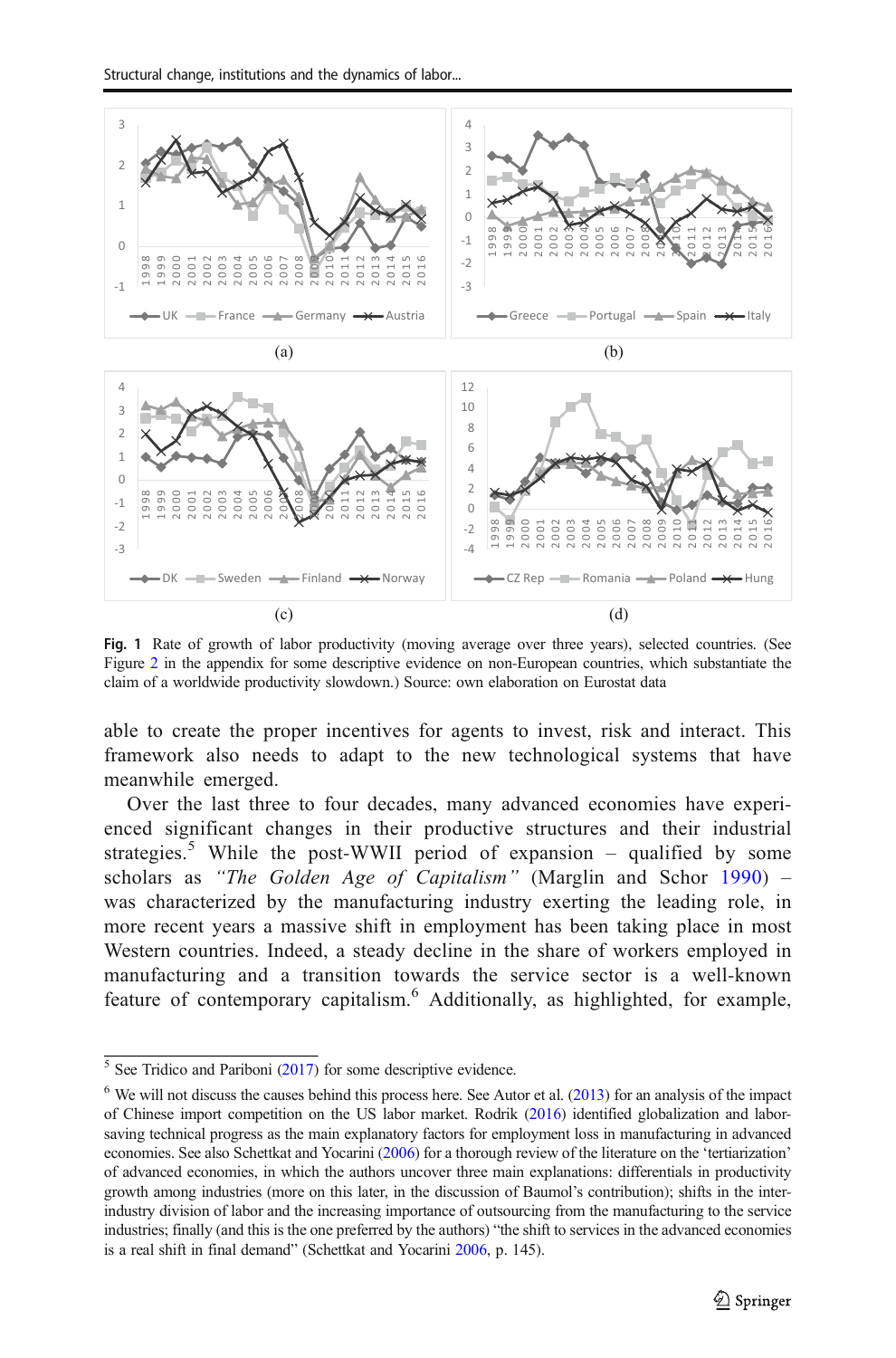Fig. 1 Rate of growth of labor productivity (moving average over three years), selected countries. (See Figure 2 in the appendix for some descriptive evidence on non-European countries, which substantiate the claim of a worldwide productivity slowdown.) Source: own elaboration on Eurostat data

able to create the proper incentives for agents to invest, risk and interact. This framework also needs to adapt to the new technological systems that have meanwhile emerged.

Over the last three to four decades, many advanced economies have experienced significant changes in their productive structures and their industrial strategies.[5] While the post-WWII period of expansion – qualified by some scholars as *"The Golden Age of Capitalism"* (Marglin and Schor 1990) – was characterized by the manufacturing industry exerting the leading role, in more recent years a massive shift in employment has been taking place in most Western countries. Indeed, a steady decline in the share of workers employed in manufacturing and a transition towards the service sector is a well-known feature of contemporary capitalism.[6] Additionally, as highlighted, for example,

[5] See Tridico and Pariboni (2017) for some descriptive evidence.

[6] We will not discuss the causes behind this process here. See Autor et al. (2013) for an analysis of the impact of Chinese import competition on the US labor market. Rodrik (2016) identified globalization and labor-saving technical progress as the main explanatory factors for employment loss in manufacturing in advanced economies. See also Schettkat and Yocarini (2006) for a thorough review of the literature on the 'tertiarization' of advanced economies, in which the authors uncover three main explanations: differentials in productivity growth among industries (more on this later, in the discussion of Baumol's contribution); shifts in the inter-industry division of labor and the increasing importance of outsourcing from the manufacturing to the service industries; finally (and this is the one preferred by the authors) "the shift to services in the advanced economies is a real shift in final demand" (Schettkat and Yocarini 2006, p. 145).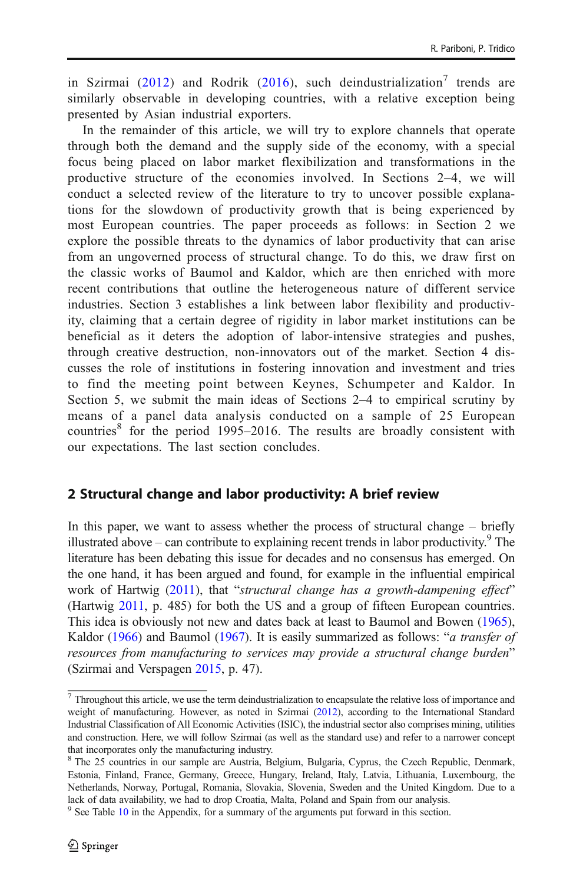in Szirmai (2012) and Rodrik (2016), such deindustrialization[7] trends are similarly observable in developing countries, with a relative exception being presented by Asian industrial exporters.

In the remainder of this article, we will try to explore channels that operate through both the demand and the supply side of the economy, with a special focus being placed on labor market flexibilization and transformations in the productive structure of the economies involved. In Sections 2–4, we will conduct a selected review of the literature to try to uncover possible explanations for the slowdown of productivity growth that is being experienced by most European countries. The paper proceeds as follows: in Section 2 we explore the possible threats to the dynamics of labor productivity that can arise from an ungoverned process of structural change. To do this, we draw first on the classic works of Baumol and Kaldor, which are then enriched with more recent contributions that outline the heterogeneous nature of different service industries. Section 3 establishes a link between labor flexibility and productivity, claiming that a certain degree of rigidity in labor market institutions can be beneficial as it deters the adoption of labor-intensive strategies and pushes, through creative destruction, non-innovators out of the market. Section 4 discusses the role of institutions in fostering innovation and investment and tries to find the meeting point between Keynes, Schumpeter and Kaldor. In Section 5, we submit the main ideas of Sections 2–4 to empirical scrutiny by means of a panel data analysis conducted on a sample of 25 European countries[8] for the period 1995–2016. The results are broadly consistent with our expectations. The last section concludes.

## 2 Structural change and labor productivity: A brief review

In this paper, we want to assess whether the process of structural change – briefly illustrated above – can contribute to explaining recent trends in labor productivity.[9] The literature has been debating this issue for decades and no consensus has emerged. On the one hand, it has been argued and found, for example in the influential empirical work of Hartwig (2011), that "*structural change has a growth-dampening effect*" (Hartwig 2011, p. 485) for both the US and a group of fifteen European countries. This idea is obviously not new and dates back at least to Baumol and Bowen (1965), Kaldor (1966) and Baumol (1967). It is easily summarized as follows: "*a transfer of resources from manufacturing to services may provide a structural change burden*" (Szirmai and Verspagen 2015, p. 47).

---

[7] Throughout this article, we use the term deindustrialization to encapsulate the relative loss of importance and weight of manufacturing. However, as noted in Szirmai (2012), according to the International Standard Industrial Classification of All Economic Activities (ISIC), the industrial sector also comprises mining, utilities and construction. Here, we will follow Szirmai (as well as the standard use) and refer to a narrower concept that incorporates only the manufacturing industry.

[8] The 25 countries in our sample are Austria, Belgium, Bulgaria, Cyprus, the Czech Republic, Denmark, Estonia, Finland, France, Germany, Greece, Hungary, Ireland, Italy, Latvia, Lithuania, Luxembourg, the Netherlands, Norway, Portugal, Romania, Slovakia, Slovenia, Sweden and the United Kingdom. Due to a lack of data availability, we had to drop Croatia, Malta, Poland and Spain from our analysis.

[9] See Table 10 in the Appendix, for a summary of the arguments put forward in this section.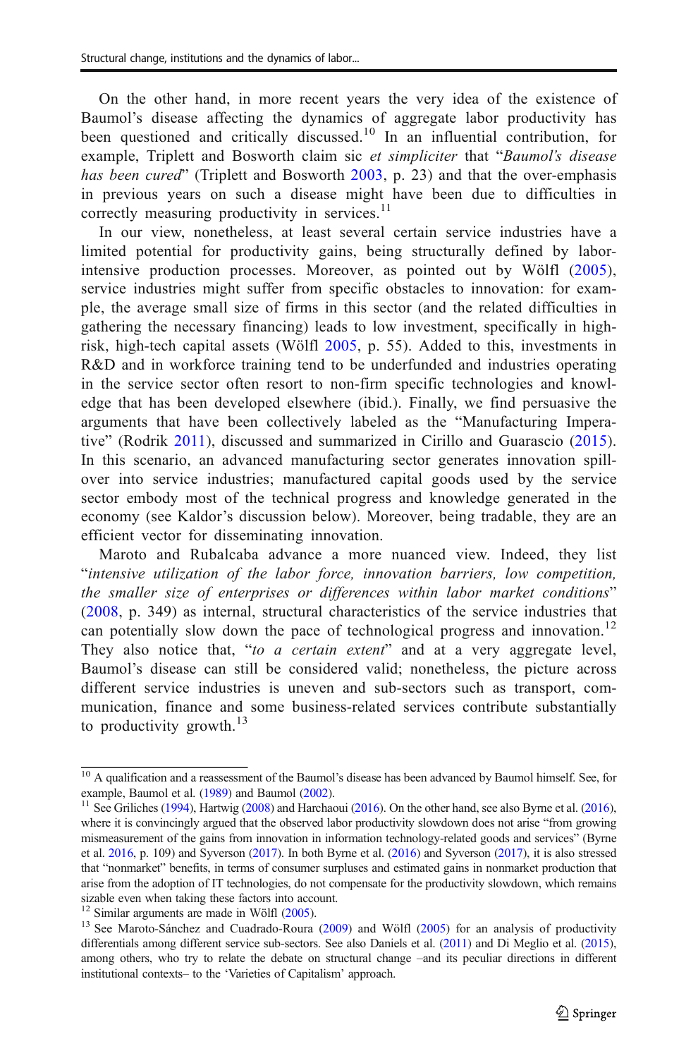On the other hand, in more recent years the very idea of the existence of Baumol's disease affecting the dynamics of aggregate labor productivity has been questioned and critically discussed.[10] In an influential contribution, for example, Triplett and Bosworth claim sic *et simpliciter* that "*Baumol's disease has been cured*" (Triplett and Bosworth 2003, p. 23) and that the over-emphasis in previous years on such a disease might have been due to difficulties in correctly measuring productivity in services.[11]

In our view, nonetheless, at least several certain service industries have a limited potential for productivity gains, being structurally defined by labor-intensive production processes. Moreover, as pointed out by Wölfl (2005), service industries might suffer from specific obstacles to innovation: for example, the average small size of firms in this sector (and the related difficulties in gathering the necessary financing) leads to low investment, specifically in high-risk, high-tech capital assets (Wölfl 2005, p. 55). Added to this, investments in R&D and in workforce training tend to be underfunded and industries operating in the service sector often resort to non-firm specific technologies and knowledge that has been developed elsewhere (ibid.). Finally, we find persuasive the arguments that have been collectively labeled as the "Manufacturing Imperative" (Rodrik 2011), discussed and summarized in Cirillo and Guarascio (2015). In this scenario, an advanced manufacturing sector generates innovation spillover into service industries; manufactured capital goods used by the service sector embody most of the technical progress and knowledge generated in the economy (see Kaldor's discussion below). Moreover, being tradable, they are an efficient vector for disseminating innovation.

Maroto and Rubalcaba advance a more nuanced view. Indeed, they list "*intensive utilization of the labor force, innovation barriers, low competition, the smaller size of enterprises or differences within labor market conditions*" (2008, p. 349) as internal, structural characteristics of the service industries that can potentially slow down the pace of technological progress and innovation.[12] They also notice that, "*to a certain extent*" and at a very aggregate level, Baumol's disease can still be considered valid; nonetheless, the picture across different service industries is uneven and sub-sectors such as transport, communication, finance and some business-related services contribute substantially to productivity growth.[13]

---

[10] A qualification and a reassessment of the Baumol's disease has been advanced by Baumol himself. See, for example, Baumol et al. (1989) and Baumol (2002).

[11] See Griliches (1994), Hartwig (2008) and Harchaoui (2016). On the other hand, see also Byrne et al. (2016), where it is convincingly argued that the observed labor productivity slowdown does not arise "from growing mismeasurement of the gains from innovation in information technology-related goods and services" (Byrne et al. 2016, p. 109) and Syverson (2017). In both Byrne et al. (2016) and Syverson (2017), it is also stressed that "nonmarket" benefits, in terms of consumer surpluses and estimated gains in nonmarket production that arise from the adoption of IT technologies, do not compensate for the productivity slowdown, which remains sizable even when taking these factors into account.

[12] Similar arguments are made in Wölfl (2005).

[13] See Maroto-Sánchez and Cuadrado-Roura (2009) and Wölfl (2005) for an analysis of productivity differentials among different service sub-sectors. See also Daniels et al. (2011) and Di Meglio et al. (2015), among others, who try to relate the debate on structural change –and its peculiar directions in different institutional contexts– to the 'Varieties of Capitalism' approach.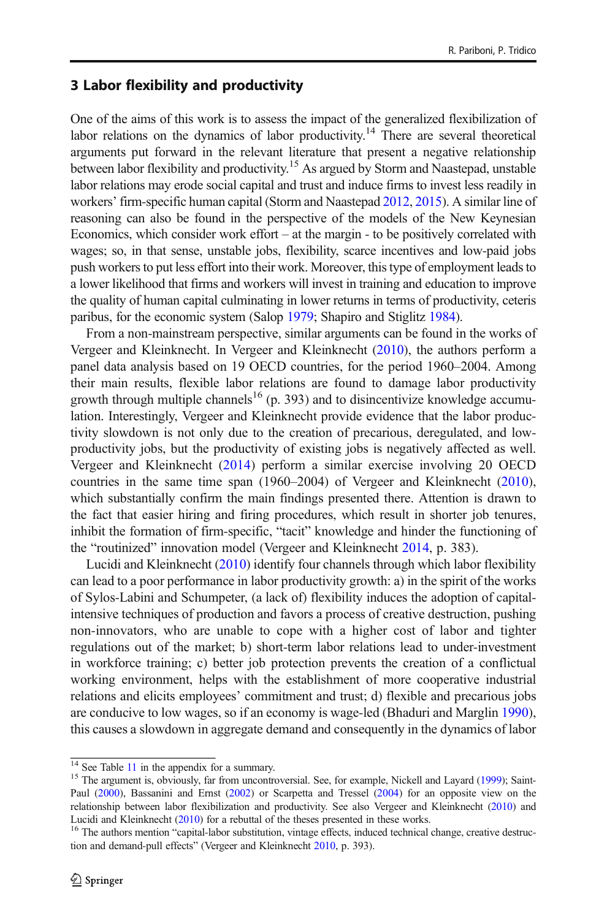## 3 Labor flexibility and productivity

One of the aims of this work is to assess the impact of the generalized flexibilization of labor relations on the dynamics of labor productivity.[14] There are several theoretical arguments put forward in the relevant literature that present a negative relationship between labor flexibility and productivity.[15] As argued by Storm and Naastepad, unstable labor relations may erode social capital and trust and induce firms to invest less readily in workers' firm-specific human capital (Storm and Naastepad 2012, 2015). A similar line of reasoning can also be found in the perspective of the models of the New Keynesian Economics, which consider work effort – at the margin - to be positively correlated with wages; so, in that sense, unstable jobs, flexibility, scarce incentives and low-paid jobs push workers to put less effort into their work. Moreover, this type of employment leads to a lower likelihood that firms and workers will invest in training and education to improve the quality of human capital culminating in lower returns in terms of productivity, ceteris paribus, for the economic system (Salop 1979; Shapiro and Stiglitz 1984).

From a non-mainstream perspective, similar arguments can be found in the works of Vergeer and Kleinknecht. In Vergeer and Kleinknecht (2010), the authors perform a panel data analysis based on 19 OECD countries, for the period 1960–2004. Among their main results, flexible labor relations are found to damage labor productivity growth through multiple channels[16] (p. 393) and to disincentivize knowledge accumulation. Interestingly, Vergeer and Kleinknecht provide evidence that the labor productivity slowdown is not only due to the creation of precarious, deregulated, and low-productivity jobs, but the productivity of existing jobs is negatively affected as well. Vergeer and Kleinknecht (2014) perform a similar exercise involving 20 OECD countries in the same time span (1960–2004) of Vergeer and Kleinknecht (2010), which substantially confirm the main findings presented there. Attention is drawn to the fact that easier hiring and firing procedures, which result in shorter job tenures, inhibit the formation of firm-specific, "tacit" knowledge and hinder the functioning of the "routinized" innovation model (Vergeer and Kleinknecht 2014, p. 383).

Lucidi and Kleinknecht (2010) identify four channels through which labor flexibility can lead to a poor performance in labor productivity growth: a) in the spirit of the works of Sylos-Labini and Schumpeter, (a lack of) flexibility induces the adoption of capital-intensive techniques of production and favors a process of creative destruction, pushing non-innovators, who are unable to cope with a higher cost of labor and tighter regulations out of the market; b) short-term labor relations lead to under-investment in workforce training; c) better job protection prevents the creation of a conflictual working environment, helps with the establishment of more cooperative industrial relations and elicits employees' commitment and trust; d) flexible and precarious jobs are conducive to low wages, so if an economy is wage-led (Bhaduri and Marglin 1990), this causes a slowdown in aggregate demand and consequently in the dynamics of labor

[14] See Table 11 in the appendix for a summary.

[15] The argument is, obviously, far from uncontroversial. See, for example, Nickell and Layard (1999); Saint-Paul (2000), Bassanini and Ernst (2002) or Scarpetta and Tressel (2004) for an opposite view on the relationship between labor flexibilization and productivity. See also Vergeer and Kleinknecht (2010) and Lucidi and Kleinknecht (2010) for a rebuttal of the theses presented in these works.

[16] The authors mention "capital-labor substitution, vintage effects, induced technical change, creative destruction and demand-pull effects" (Vergeer and Kleinknecht 2010, p. 393).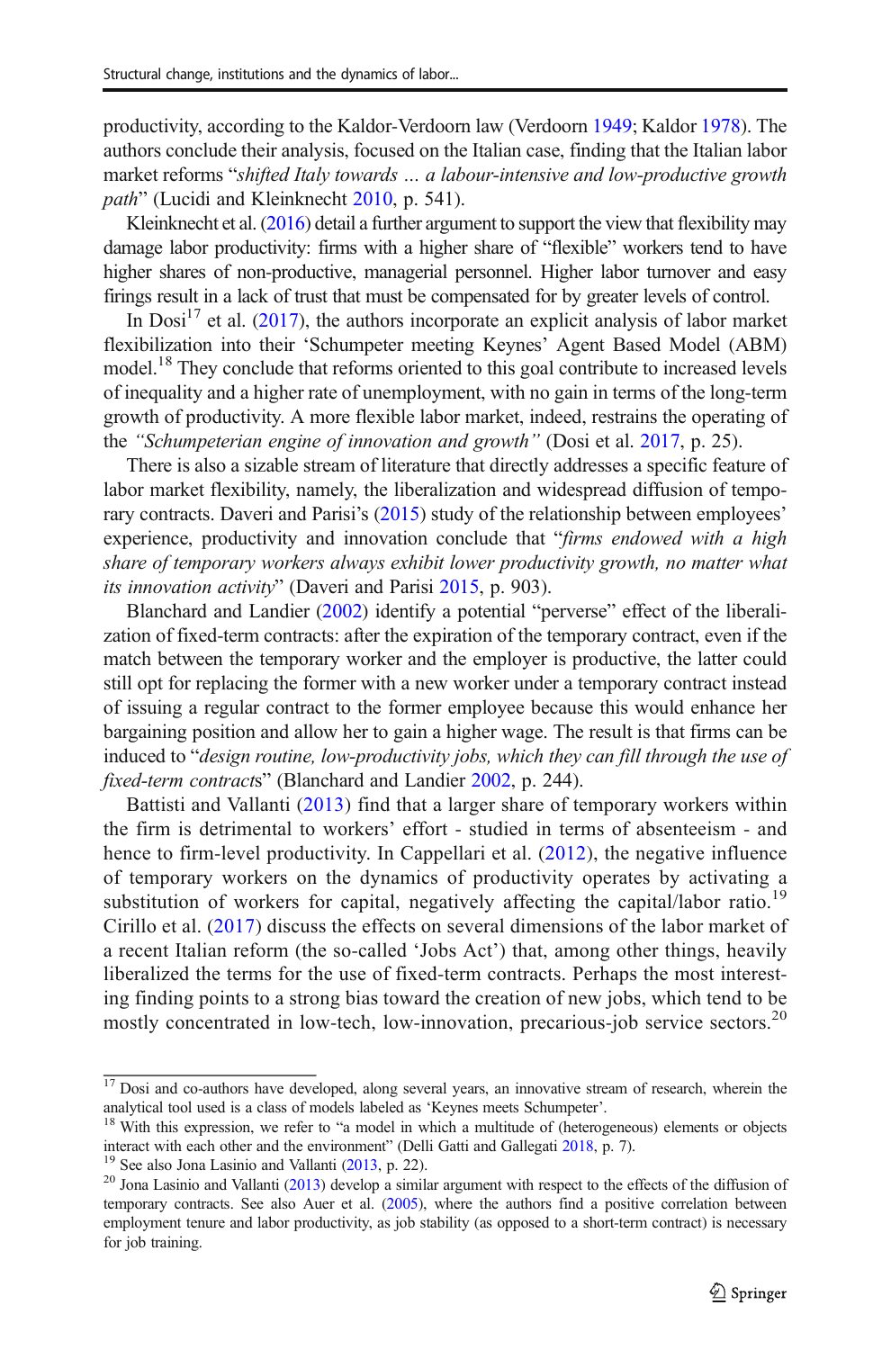productivity, according to the Kaldor-Verdoorn law (Verdoorn 1949; Kaldor 1978). The authors conclude their analysis, focused on the Italian case, finding that the Italian labor market reforms "*shifted Italy towards … a labour-intensive and low-productive growth path*" (Lucidi and Kleinknecht 2010, p. 541).

Kleinknecht et al. (2016) detail a further argument to support the view that flexibility may damage labor productivity: firms with a higher share of "flexible" workers tend to have higher shares of non-productive, managerial personnel. Higher labor turnover and easy firings result in a lack of trust that must be compensated for by greater levels of control.

In Dosi[17] et al. (2017), the authors incorporate an explicit analysis of labor market flexibilization into their 'Schumpeter meeting Keynes' Agent Based Model (ABM) model.[18] They conclude that reforms oriented to this goal contribute to increased levels of inequality and a higher rate of unemployment, with no gain in terms of the long-term growth of productivity. A more flexible labor market, indeed, restrains the operating of the *"Schumpeterian engine of innovation and growth"* (Dosi et al. 2017, p. 25).

There is also a sizable stream of literature that directly addresses a specific feature of labor market flexibility, namely, the liberalization and widespread diffusion of temporary contracts. Daveri and Parisi's (2015) study of the relationship between employees' experience, productivity and innovation conclude that "*firms endowed with a high share of temporary workers always exhibit lower productivity growth, no matter what its innovation activity*" (Daveri and Parisi 2015, p. 903).

Blanchard and Landier (2002) identify a potential "perverse" effect of the liberalization of fixed-term contracts: after the expiration of the temporary contract, even if the match between the temporary worker and the employer is productive, the latter could still opt for replacing the former with a new worker under a temporary contract instead of issuing a regular contract to the former employee because this would enhance her bargaining position and allow her to gain a higher wage. The result is that firms can be induced to "*design routine, low-productivity jobs, which they can fill through the use of fixed-term contract*s" (Blanchard and Landier 2002, p. 244).

Battisti and Vallanti (2013) find that a larger share of temporary workers within the firm is detrimental to workers' effort - studied in terms of absenteeism - and hence to firm-level productivity. In Cappellari et al. (2012), the negative influence of temporary workers on the dynamics of productivity operates by activating a substitution of workers for capital, negatively affecting the capital/labor ratio.[19] Cirillo et al. (2017) discuss the effects on several dimensions of the labor market of a recent Italian reform (the so-called 'Jobs Act') that, among other things, heavily liberalized the terms for the use of fixed-term contracts. Perhaps the most interesting finding points to a strong bias toward the creation of new jobs, which tend to be mostly concentrated in low-tech, low-innovation, precarious-job service sectors.[20]

---

[17] Dosi and co-authors have developed, along several years, an innovative stream of research, wherein the analytical tool used is a class of models labeled as 'Keynes meets Schumpeter'.

[18] With this expression, we refer to "a model in which a multitude of (heterogeneous) elements or objects interact with each other and the environment" (Delli Gatti and Gallegati 2018, p. 7).

[19] See also Jona Lasinio and Vallanti (2013, p. 22).

[20] Jona Lasinio and Vallanti (2013) develop a similar argument with respect to the effects of the diffusion of temporary contracts. See also Auer et al. (2005), where the authors find a positive correlation between employment tenure and labor productivity, as job stability (as opposed to a short-term contract) is necessary for job training.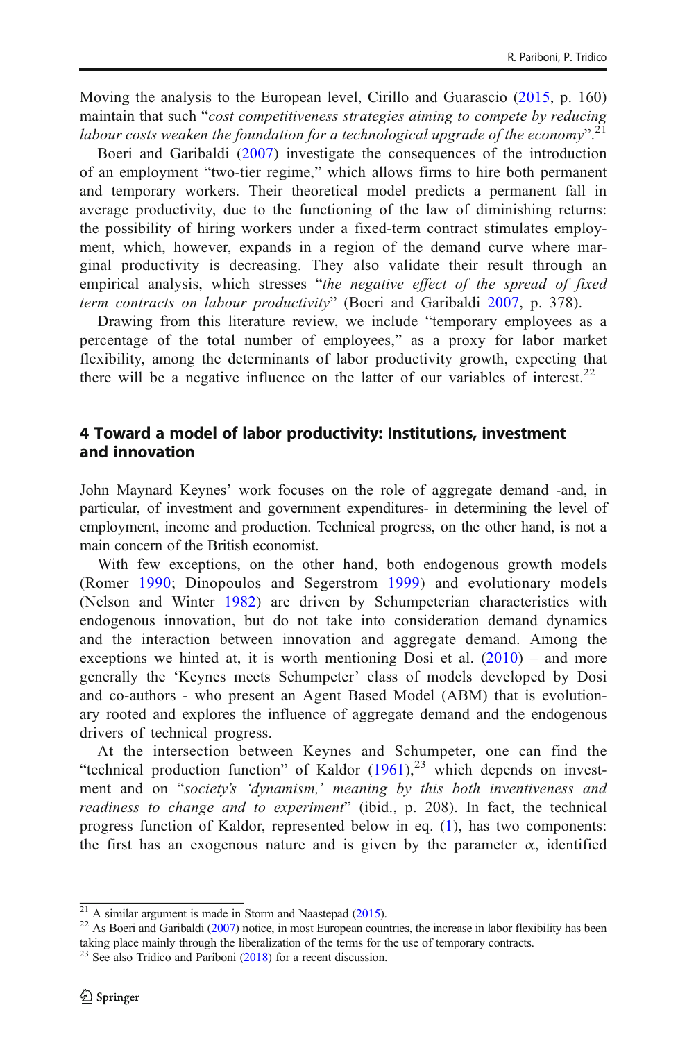Moving the analysis to the European level, Cirillo and Guarascio (2015, p. 160) maintain that such "*cost competitiveness strategies aiming to compete by reducing labour costs weaken the foundation for a technological upgrade of the economy*".[21]

Boeri and Garibaldi (2007) investigate the consequences of the introduction of an employment "two-tier regime," which allows firms to hire both permanent and temporary workers. Their theoretical model predicts a permanent fall in average productivity, due to the functioning of the law of diminishing returns: the possibility of hiring workers under a fixed-term contract stimulates employment, which, however, expands in a region of the demand curve where marginal productivity is decreasing. They also validate their result through an empirical analysis, which stresses "*the negative effect of the spread of fixed term contracts on labour productivity*" (Boeri and Garibaldi 2007, p. 378).

Drawing from this literature review, we include "temporary employees as a percentage of the total number of employees," as a proxy for labor market flexibility, among the determinants of labor productivity growth, expecting that there will be a negative influence on the latter of our variables of interest.[22]

## 4 Toward a model of labor productivity: Institutions, investment and innovation

John Maynard Keynes' work focuses on the role of aggregate demand -and, in particular, of investment and government expenditures- in determining the level of employment, income and production. Technical progress, on the other hand, is not a main concern of the British economist.

With few exceptions, on the other hand, both endogenous growth models (Romer 1990; Dinopoulos and Segerstrom 1999) and evolutionary models (Nelson and Winter 1982) are driven by Schumpeterian characteristics with endogenous innovation, but do not take into consideration demand dynamics and the interaction between innovation and aggregate demand. Among the exceptions we hinted at, it is worth mentioning Dosi et al. (2010) – and more generally the 'Keynes meets Schumpeter' class of models developed by Dosi and co-authors - who present an Agent Based Model (ABM) that is evolutionary rooted and explores the influence of aggregate demand and the endogenous drivers of technical progress.

At the intersection between Keynes and Schumpeter, one can find the "technical production function" of Kaldor (1961),[23] which depends on investment and on "*society's 'dynamism,' meaning by this both inventiveness and readiness to change and to experiment*" (ibid., p. 208). In fact, the technical progress function of Kaldor, represented below in eq. (1), has two components: the first has an exogenous nature and is given by the parameter $\alpha$, identified

[21] A similar argument is made in Storm and Naastepad (2015).

[22] As Boeri and Garibaldi (2007) notice, in most European countries, the increase in labor flexibility has been taking place mainly through the liberalization of the terms for the use of temporary contracts.

[23] See also Tridico and Pariboni (2018) for a recent discussion.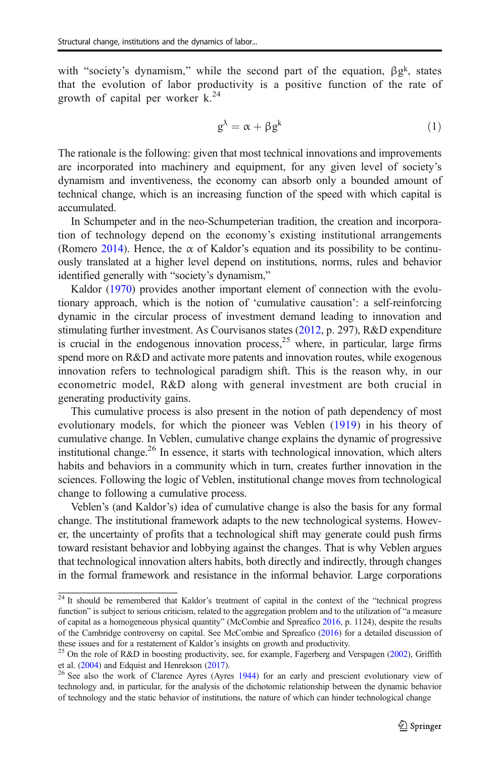with "society's dynamism," while the second part of the equation, $\beta g^k$, states that the evolution of labor productivity is a positive function of the rate of growth of capital per worker k.[24]

$$g^\lambda = \alpha + \beta g^k \tag{1}$$

The rationale is the following: given that most technical innovations and improvements are incorporated into machinery and equipment, for any given level of society's dynamism and inventiveness, the economy can absorb only a bounded amount of technical change, which is an increasing function of the speed with which capital is accumulated.

In Schumpeter and in the neo-Schumpeterian tradition, the creation and incorporation of technology depend on the economy's existing institutional arrangements (Romero 2014). Hence, the $\alpha$ of Kaldor's equation and its possibility to be continuously translated at a higher level depend on institutions, norms, rules and behavior identified generally with "society's dynamism,"

Kaldor (1970) provides another important element of connection with the evolutionary approach, which is the notion of 'cumulative causation': a self-reinforcing dynamic in the circular process of investment demand leading to innovation and stimulating further investment. As Courvisanos states (2012, p. 297), R&D expenditure is crucial in the endogenous innovation process,[25] where, in particular, large firms spend more on R&D and activate more patents and innovation routes, while exogenous innovation refers to technological paradigm shift. This is the reason why, in our econometric model, R&D along with general investment are both crucial in generating productivity gains.

This cumulative process is also present in the notion of path dependency of most evolutionary models, for which the pioneer was Veblen (1919) in his theory of cumulative change. In Veblen, cumulative change explains the dynamic of progressive institutional change.[26] In essence, it starts with technological innovation, which alters habits and behaviors in a community which in turn, creates further innovation in the sciences. Following the logic of Veblen, institutional change moves from technological change to following a cumulative process.

Veblen's (and Kaldor's) idea of cumulative change is also the basis for any formal change. The institutional framework adapts to the new technological systems. However, the uncertainty of profits that a technological shift may generate could push firms toward resistant behavior and lobbying against the changes. That is why Veblen argues that technological innovation alters habits, both directly and indirectly, through changes in the formal framework and resistance in the informal behavior. Large corporations

[24] It should be remembered that Kaldor's treatment of capital in the context of the "technical progress function" is subject to serious criticism, related to the aggregation problem and to the utilization of "a measure of capital as a homogeneous physical quantity" (McCombie and Spreafico 2016, p. 1124), despite the results of the Cambridge controversy on capital. See McCombie and Spreafico (2016) for a detailed discussion of these issues and for a restatement of Kaldor's insights on growth and productivity.

[25] On the role of R&D in boosting productivity, see, for example, Fagerberg and Verspagen (2002), Griffith et al. (2004) and Edquist and Henrekson (2017).

[26] See also the work of Clarence Ayres (Ayres 1944) for an early and prescient evolutionary view of technology and, in particular, for the analysis of the dichotomic relationship between the dynamic behavior of technology and the static behavior of institutions, the nature of which can hinder technological change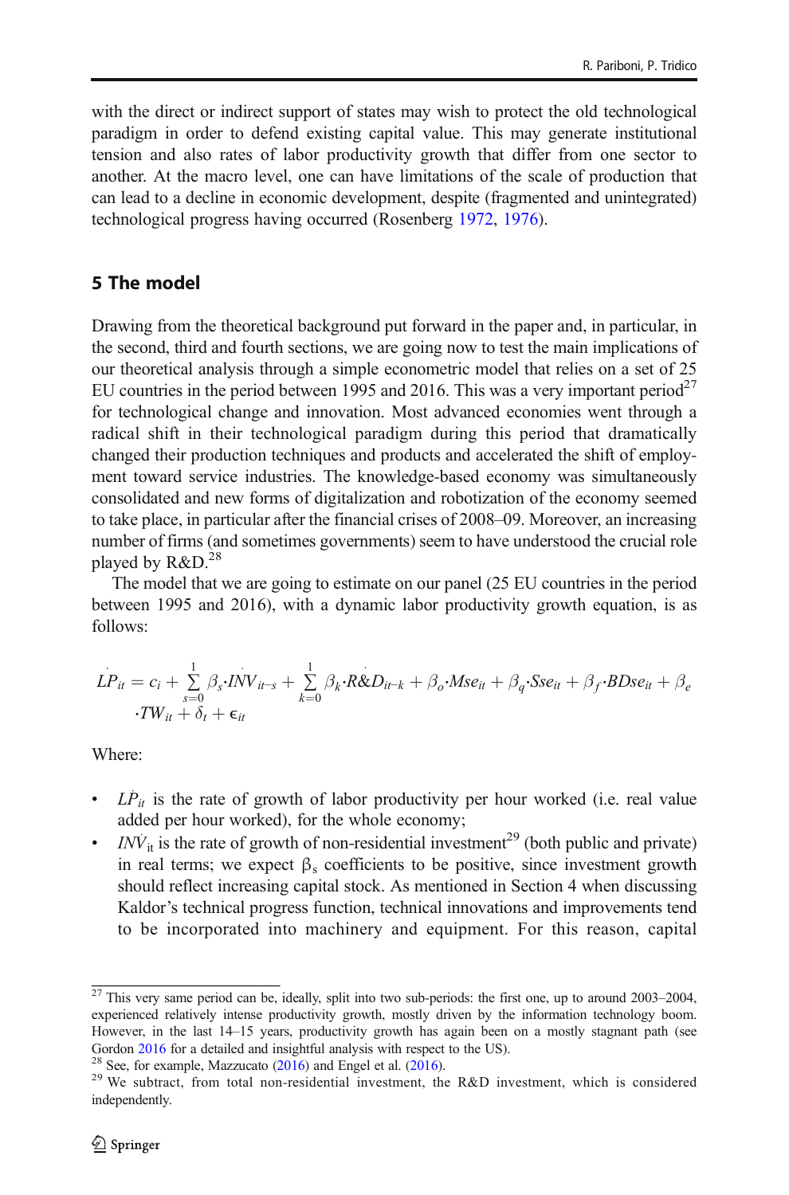with the direct or indirect support of states may wish to protect the old technological paradigm in order to defend existing capital value. This may generate institutional tension and also rates of labor productivity growth that differ from one sector to another. At the macro level, one can have limitations of the scale of production that can lead to a decline in economic development, despite (fragmented and unintegrated) technological progress having occurred (Rosenberg 1972, 1976).

## 5 The model

Drawing from the theoretical background put forward in the paper and, in particular, in the second, third and fourth sections, we are going now to test the main implications of our theoretical analysis through a simple econometric model that relies on a set of 25 EU countries in the period between 1995 and 2016. This was a very important period[27] for technological change and innovation. Most advanced economies went through a radical shift in their technological paradigm during this period that dramatically changed their production techniques and products and accelerated the shift of employment toward service industries. The knowledge-based economy was simultaneously consolidated and new forms of digitalization and robotization of the economy seemed to take place, in particular after the financial crises of 2008–09. Moreover, an increasing number of firms (and sometimes governments) seem to have understood the crucial role played by R&D.[28]

The model that we are going to estimate on our panel (25 EU countries in the period between 1995 and 2016), with a dynamic labor productivity growth equation, is as follows:

$$\dot{LP}_{it} = c_i + \sum_{s=0}^{1} \beta_s \cdot \dot{INV}_{it-s} + \sum_{k=0}^{1} \beta_k \cdot \dot{R\&D}_{it-k} + \beta_o \cdot Mse_{it} + \beta_q \cdot Sse_{it} + \beta_f \cdot BDse_{it} + \beta_e \cdot TW_{it} + \delta_t + \epsilon_{it}$$

Where:

- $\dot{LP}_{it}$ is the rate of growth of labor productivity per hour worked (i.e. real value added per hour worked), for the whole economy;
- $\dot{INV}_{it}$ is the rate of growth of non-residential investment[29] (both public and private) in real terms; we expect $\beta_s$ coefficients to be positive, since investment growth should reflect increasing capital stock. As mentioned in Section 4 when discussing Kaldor's technical progress function, technical innovations and improvements tend to be incorporated into machinery and equipment. For this reason, capital

[27] This very same period can be, ideally, split into two sub-periods: the first one, up to around 2003–2004, experienced relatively intense productivity growth, mostly driven by the information technology boom. However, in the last 14–15 years, productivity growth has again been on a mostly stagnant path (see Gordon 2016 for a detailed and insightful analysis with respect to the US).

[28] See, for example, Mazzucato (2016) and Engel et al. (2016).

[29] We subtract, from total non-residential investment, the R&D investment, which is considered independently.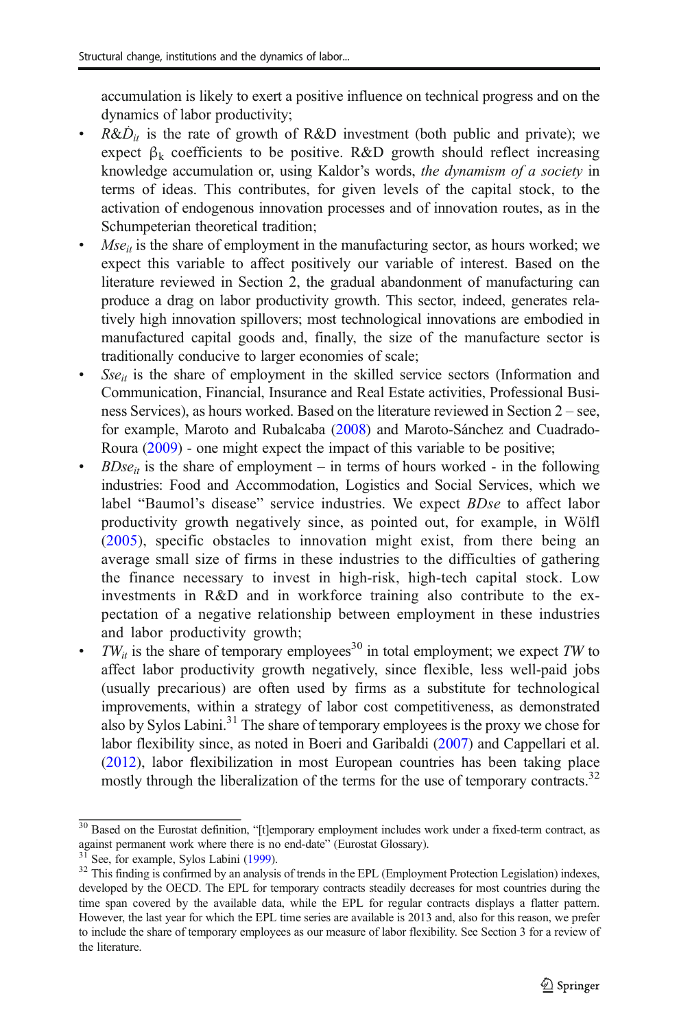accumulation is likely to exert a positive influence on technical progress and on the dynamics of labor productivity;

- $R\&\dot{D}_{it}$ is the rate of growth of R&D investment (both public and private); we expect $\beta_k$ coefficients to be positive. R&D growth should reflect increasing knowledge accumulation or, using Kaldor's words, *the dynamism of a society* in terms of ideas. This contributes, for given levels of the capital stock, to the activation of endogenous innovation processes and of innovation routes, as in the Schumpeterian theoretical tradition;
- $Mse_{it}$ is the share of employment in the manufacturing sector, as hours worked; we expect this variable to affect positively our variable of interest. Based on the literature reviewed in Section 2, the gradual abandonment of manufacturing can produce a drag on labor productivity growth. This sector, indeed, generates relatively high innovation spillovers; most technological innovations are embodied in manufactured capital goods and, finally, the size of the manufacture sector is traditionally conducive to larger economies of scale;
- $Sse_{it}$ is the share of employment in the skilled service sectors (Information and Communication, Financial, Insurance and Real Estate activities, Professional Business Services), as hours worked. Based on the literature reviewed in Section 2 – see, for example, Maroto and Rubalcaba (2008) and Maroto-Sánchez and Cuadrado-Roura (2009) - one might expect the impact of this variable to be positive;
- $BDse_{it}$ is the share of employment – in terms of hours worked - in the following industries: Food and Accommodation, Logistics and Social Services, which we label "Baumol's disease" service industries. We expect *BDse* to affect labor productivity growth negatively since, as pointed out, for example, in Wölfl (2005), specific obstacles to innovation might exist, from there being an average small size of firms in these industries to the difficulties of gathering the finance necessary to invest in high-risk, high-tech capital stock. Low investments in R&D and in workforce training also contribute to the expectation of a negative relationship between employment in these industries and labor productivity growth;
- $TW_{it}$ is the share of temporary employees[30] in total employment; we expect *TW* to affect labor productivity growth negatively, since flexible, less well-paid jobs (usually precarious) are often used by firms as a substitute for technological improvements, within a strategy of labor cost competitiveness, as demonstrated also by Sylos Labini.[31] The share of temporary employees is the proxy we chose for labor flexibility since, as noted in Boeri and Garibaldi (2007) and Cappellari et al. (2012), labor flexibilization in most European countries has been taking place mostly through the liberalization of the terms for the use of temporary contracts.[32]

[30] Based on the Eurostat definition, "[t]emporary employment includes work under a fixed-term contract, as against permanent work where there is no end-date" (Eurostat Glossary).

[31] See, for example, Sylos Labini (1999).

[32] This finding is confirmed by an analysis of trends in the EPL (Employment Protection Legislation) indexes, developed by the OECD. The EPL for temporary contracts steadily decreases for most countries during the time span covered by the available data, while the EPL for regular contracts displays a flatter pattern. However, the last year for which the EPL time series are available is 2013 and, also for this reason, we prefer to include the share of temporary employees as our measure of labor flexibility. See Section 3 for a review of the literature.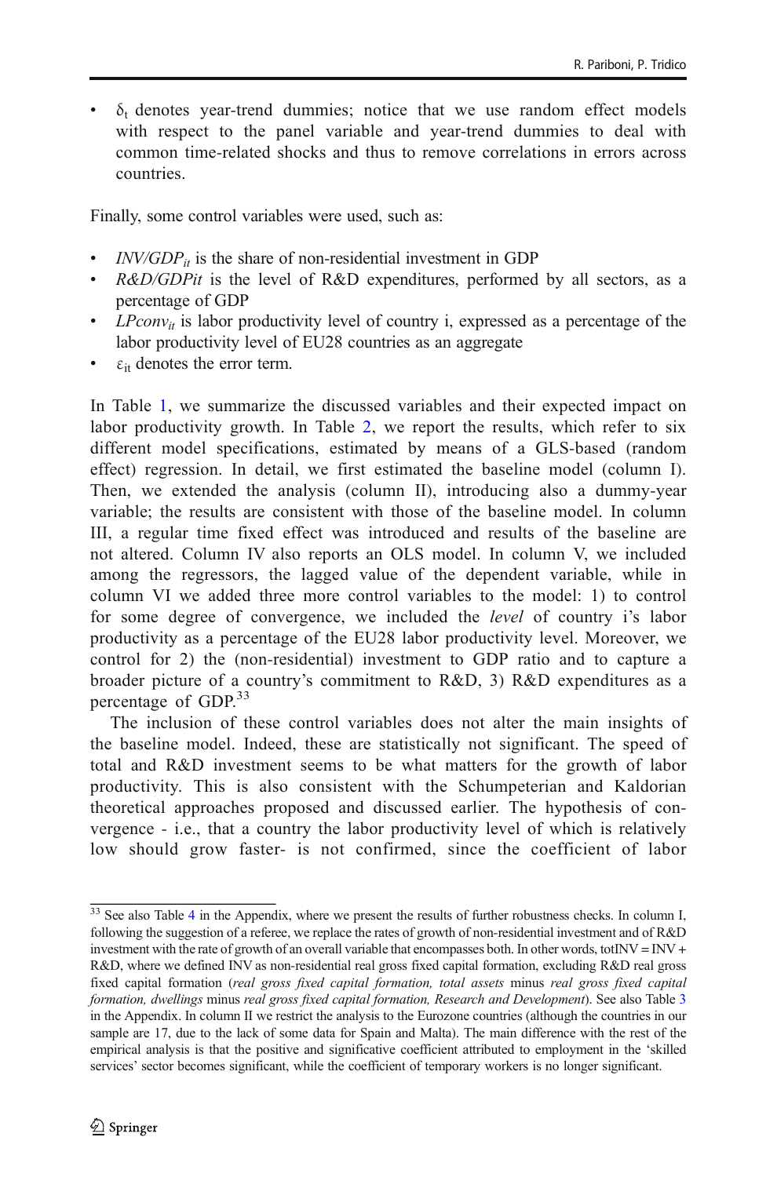- $\delta_t$ denotes year-trend dummies; notice that we use random effect models with respect to the panel variable and year-trend dummies to deal with common time-related shocks and thus to remove correlations in errors across countries.

Finally, some control variables were used, such as:

- $INV/GDP_{it}$ is the share of non-residential investment in GDP
- $R\&D/GDPit$ is the level of R&D expenditures, performed by all sectors, as a percentage of GDP
- $LPconv_{it}$ is labor productivity level of country i, expressed as a percentage of the labor productivity level of EU28 countries as an aggregate
- $\varepsilon_{it}$ denotes the error term.

In Table 1, we summarize the discussed variables and their expected impact on labor productivity growth. In Table 2, we report the results, which refer to six different model specifications, estimated by means of a GLS-based (random effect) regression. In detail, we first estimated the baseline model (column I). Then, we extended the analysis (column II), introducing also a dummy-year variable; the results are consistent with those of the baseline model. In column III, a regular time fixed effect was introduced and results of the baseline are not altered. Column IV also reports an OLS model. In column V, we included among the regressors, the lagged value of the dependent variable, while in column VI we added three more control variables to the model: 1) to control for some degree of convergence, we included the *level* of country i's labor productivity as a percentage of the EU28 labor productivity level. Moreover, we control for 2) the (non-residential) investment to GDP ratio and to capture a broader picture of a country's commitment to R&D, 3) R&D expenditures as a percentage of GDP.[33]

The inclusion of these control variables does not alter the main insights of the baseline model. Indeed, these are statistically not significant. The speed of total and R&D investment seems to be what matters for the growth of labor productivity. This is also consistent with the Schumpeterian and Kaldorian theoretical approaches proposed and discussed earlier. The hypothesis of convergence - i.e., that a country the labor productivity level of which is relatively low should grow faster- is not confirmed, since the coefficient of labor

[33] See also Table 4 in the Appendix, where we present the results of further robustness checks. In column I, following the suggestion of a referee, we replace the rates of growth of non-residential investment and of R&D investment with the rate of growth of an overall variable that encompasses both. In other words, totINV = INV + R&D, where we defined INV as non-residential real gross fixed capital formation, excluding R&D real gross fixed capital formation (*real gross fixed capital formation, total assets* minus *real gross fixed capital formation, dwellings* minus *real gross fixed capital formation, Research and Development*). See also Table 3 in the Appendix. In column II we restrict the analysis to the Eurozone countries (although the countries in our sample are 17, due to the lack of some data for Spain and Malta). The main difference with the rest of the empirical analysis is that the positive and significative coefficient attributed to employment in the 'skilled services' sector becomes significant, while the coefficient of temporary workers is no longer significant.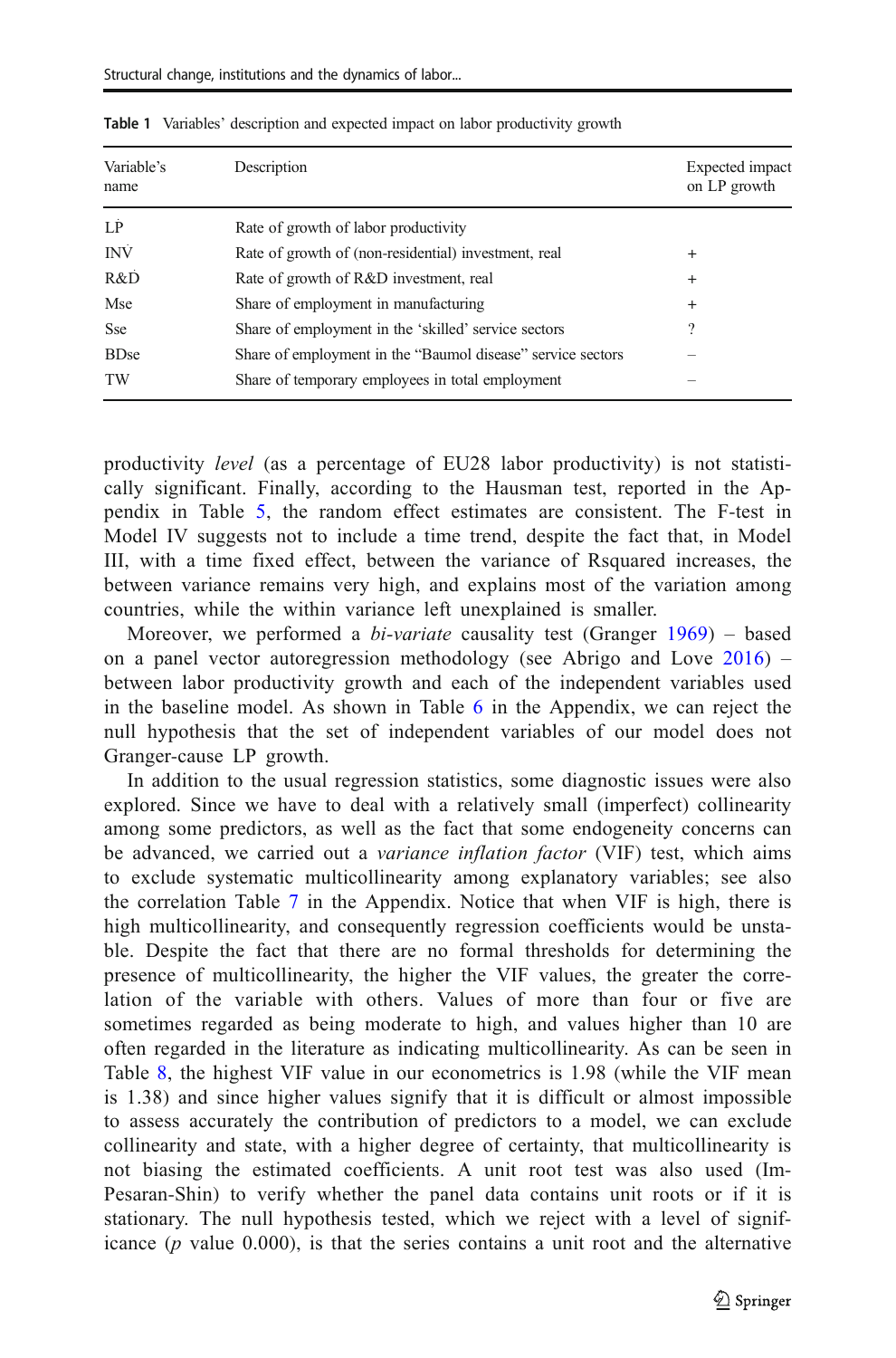**Table 1** Variables' description and expected impact on labor productivity growth

| Variable's name | Description | Expected impact on LP growth |
|---|---|---|
| $\dot{LP}$ | Rate of growth of labor productivity | |
| $\dot{INV}$ | Rate of growth of (non-residential) investment, real | + |
| $R\&\dot{D}$ | Rate of growth of R&D investment, real | + |
| Mse | Share of employment in manufacturing | + |
| Sse | Share of employment in the 'skilled' service sectors | ? |
| BDse | Share of employment in the "Baumol disease" service sectors | – |
| TW | Share of temporary employees in total employment | – |

productivity *level* (as a percentage of EU28 labor productivity) is not statistically significant. Finally, according to the Hausman test, reported in the Appendix in Table 5, the random effect estimates are consistent. The F-test in Model IV suggests not to include a time trend, despite the fact that, in Model III, with a time fixed effect, between the variance of Rsquared increases, the between variance remains very high, and explains most of the variation among countries, while the within variance left unexplained is smaller.

Moreover, we performed a *bi-variate* causality test (Granger 1969) – based on a panel vector autoregression methodology (see Abrigo and Love 2016) – between labor productivity growth and each of the independent variables used in the baseline model. As shown in Table 6 in the Appendix, we can reject the null hypothesis that the set of independent variables of our model does not Granger-cause LP growth.

In addition to the usual regression statistics, some diagnostic issues were also explored. Since we have to deal with a relatively small (imperfect) collinearity among some predictors, as well as the fact that some endogeneity concerns can be advanced, we carried out a *variance inflation factor* (VIF) test, which aims to exclude systematic multicollinearity among explanatory variables; see also the correlation Table 7 in the Appendix. Notice that when VIF is high, there is high multicollinearity, and consequently regression coefficients would be unstable. Despite the fact that there are no formal thresholds for determining the presence of multicollinearity, the higher the VIF values, the greater the correlation of the variable with others. Values of more than four or five are sometimes regarded as being moderate to high, and values higher than 10 are often regarded in the literature as indicating multicollinearity. As can be seen in Table 8, the highest VIF value in our econometrics is 1.98 (while the VIF mean is 1.38) and since higher values signify that it is difficult or almost impossible to assess accurately the contribution of predictors to a model, we can exclude collinearity and state, with a higher degree of certainty, that multicollinearity is not biasing the estimated coefficients. A unit root test was also used (Im-Pesaran-Shin) to verify whether the panel data contains unit roots or if it is stationary. The null hypothesis tested, which we reject with a level of significance ($p$ value 0.000), is that the series contains a unit root and the alternative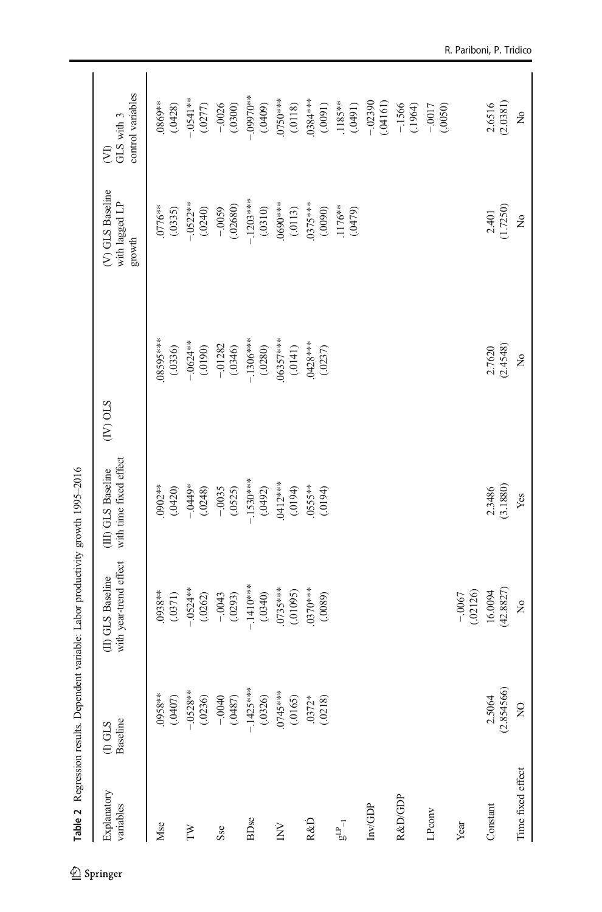**Table 2** Regression results. Dependent variable: Labor productivity growth 1995–2016

| Explanatory variables | (I) GLS Baseline | (II) GLS Baseline with year-trend effect | (III) GLS Baseline with time fixed effect | (IV) OLS | (V) GLS Baseline with lagged LP growth | (VI) GLS with 3 control variables |
|---|---|---|---|---|---|---|
| Mse | .0958** | .0938** | .0902** | .08595*** | .0776** | .0869** |
| | (.0407) | (.0371) | (.0420) | (.0336) | (.0335) | (.0428) |
| TW | −.0528** | −.0524** | −.0449* | −.0624** | −.0522** | −.0541** |
| | (.0236) | (.0262) | (.0248) | (.0190) | (.0240) | (.0277) |
| Sse | −.0040 | −.0043 | −.0035 | −.01282 | −.0059 | −.0026 |
| | (.0487) | (.0293) | (.0525) | (.0346) | (.02680) | (.0300) |
| BDse | −.1425*** | −.1410*** | −.1530*** | −.1306*** | −.1203*** | −.09970** |
| | (.0326) | (.0340) | (.0492) | (.0280) | (.0310) | (.0409) |
| INV | .0745*** | .0735*** | .0412*** | .06357*** | .0690*** | .0750*** |
| | (.0165) | (.01095) | (.0194) | (.0141) | (.0113) | (.0118) |
| R&D | .0372* | .0370*** | .0555** | .0428*** | .0375*** | .0384*** |
| | (.0218) | (.0089) | (.0194) | (.0237) | (.0090) | (.0091) |
| $g^{LP}_{-1}$ | | | | | .1176** | .1185** |
| | | | | | (.0479) | (.0491) |
| Inv/GDP | | | | | | −.02390 |
| | | | | | | (.04161) |
| R&D/GDP | | | | | | −.1566 |
| | | | | | | (.1964) |
| LPconv | | | | | | −.0017 |
| | | | | | | (.0050) |
| Year | | −.0067 | | | | |
| | | (.02126) | | | | |
| Constant | 2.5064 | 16.0094 | 2.3486 | 2.7620 | 2.401 | 2.6516 |
| | (2.854566) | (42.8827) | (3.1880) | (2.4548) | (1.7250) | (2.0381) |
| Time fixed effect | NO | No | Yes | No | No | No |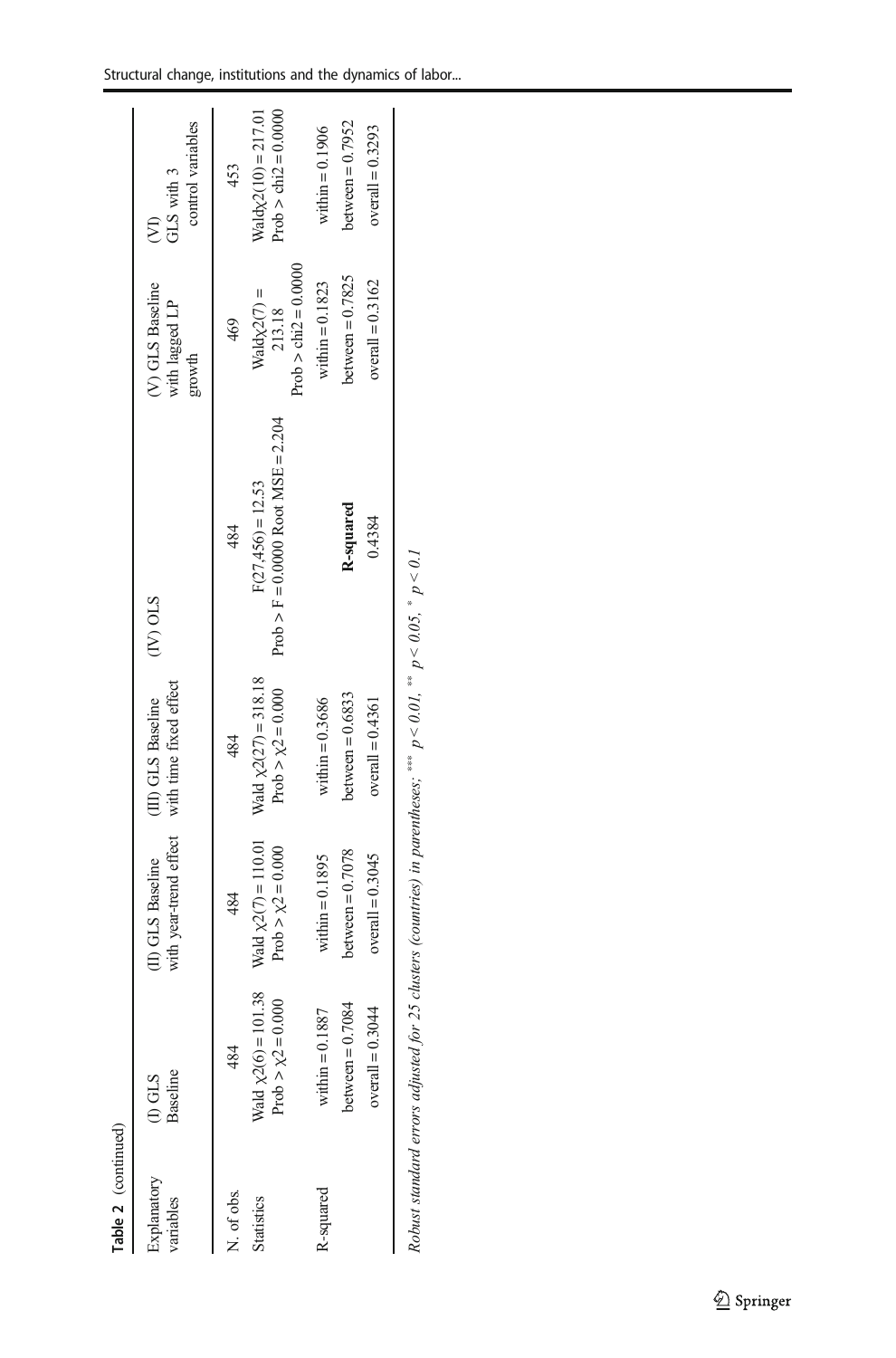**Table 2** (continued)

| Explanatory variables | (I) GLS Baseline | (II) GLS Baseline with year-trend effect | (III) GLS Baseline with time fixed effect | (IV) OLS | (V) GLS Baseline with lagged LP growth | (VI) GLS with 3 control variables |
|---|---|---|---|---|---|---|
| N. of obs. | 484 | 484 | 484 | 484 | 469 | 453 |
| Statistics | Wald $\chi2(6) = 101.38$ Prob > $\chi2 = 0.000$ | Wald $\chi2(7) = 110.01$ Prob > $\chi2 = 0.000$ | Wald $\chi2(27) = 318.18$ Prob > $\chi2 = 0.000$ | $F(27,456) = 12.53$ Prob > F = 0.0000 Root MSE = 2.204 | Wald$\chi2(7) =$ 213.18 Prob > chi2 = 0.0000 | Wald$\chi2(10) = 217.01$ Prob > chi2 = 0.0000 |
| R-squared | within = 0.1887 | within = 0.1895 | within = 0.3686 | **R-squared** | within = 0.1823 | within = 0.1906 |
| | between = 0.7084 | between = 0.7078 | between = 0.6833 | 0.4384 | between = 0.7825 | between = 0.7952 |
| | overall = 0.3044 | overall = 0.3045 | overall = 0.4361 | | overall = 0.3162 | overall = 0.3293 |

*Robust standard errors adjusted for 25 clusters (countries) in parentheses; *** $p < 0.01$, ** $p < 0.05$, * $p < 0.1$*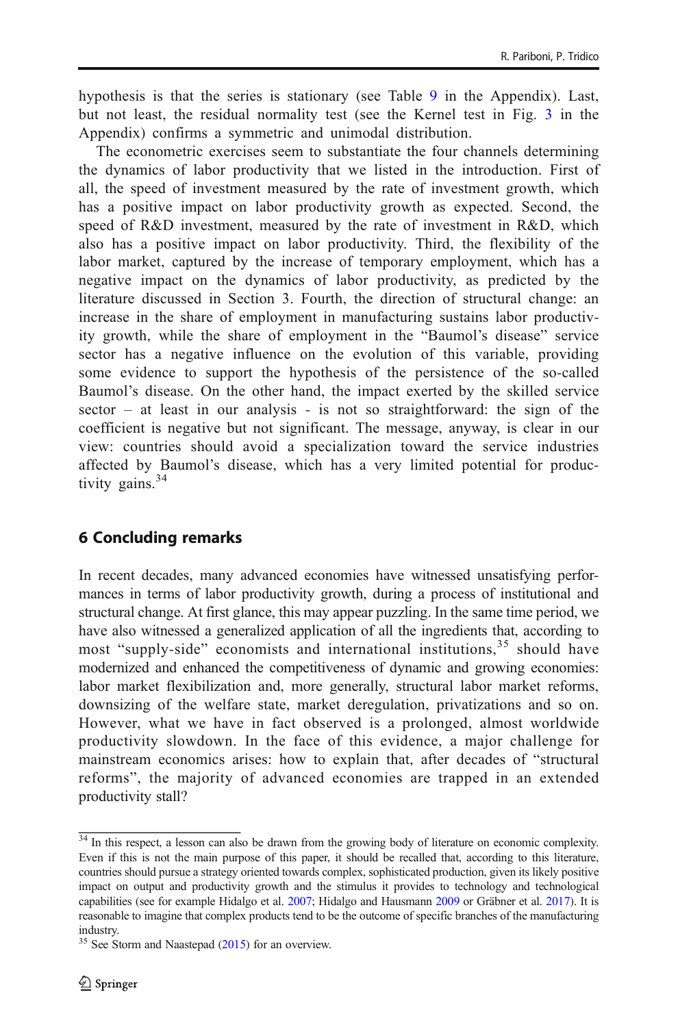hypothesis is that the series is stationary (see Table 9 in the Appendix). Last, but not least, the residual normality test (see the Kernel test in Fig. 3 in the Appendix) confirms a symmetric and unimodal distribution.

The econometric exercises seem to substantiate the four channels determining the dynamics of labor productivity that we listed in the introduction. First of all, the speed of investment measured by the rate of investment growth, which has a positive impact on labor productivity growth as expected. Second, the speed of R&D investment, measured by the rate of investment in R&D, which also has a positive impact on labor productivity. Third, the flexibility of the labor market, captured by the increase of temporary employment, which has a negative impact on the dynamics of labor productivity, as predicted by the literature discussed in Section 3. Fourth, the direction of structural change: an increase in the share of employment in manufacturing sustains labor productivity growth, while the share of employment in the "Baumol's disease" service sector has a negative influence on the evolution of this variable, providing some evidence to support the hypothesis of the persistence of the so-called Baumol's disease. On the other hand, the impact exerted by the skilled service sector – at least in our analysis - is not so straightforward: the sign of the coefficient is negative but not significant. The message, anyway, is clear in our view: countries should avoid a specialization toward the service industries affected by Baumol's disease, which has a very limited potential for productivity gains.[34]

## 6 Concluding remarks

In recent decades, many advanced economies have witnessed unsatisfying performances in terms of labor productivity growth, during a process of institutional and structural change. At first glance, this may appear puzzling. In the same time period, we have also witnessed a generalized application of all the ingredients that, according to most "supply-side" economists and international institutions,[35] should have modernized and enhanced the competitiveness of dynamic and growing economies: labor market flexibilization and, more generally, structural labor market reforms, downsizing of the welfare state, market deregulation, privatizations and so on. However, what we have in fact observed is a prolonged, almost worldwide productivity slowdown. In the face of this evidence, a major challenge for mainstream economics arises: how to explain that, after decades of "structural reforms", the majority of advanced economies are trapped in an extended productivity stall?

[34] In this respect, a lesson can also be drawn from the growing body of literature on economic complexity. Even if this is not the main purpose of this paper, it should be recalled that, according to this literature, countries should pursue a strategy oriented towards complex, sophisticated production, given its likely positive impact on output and productivity growth and the stimulus it provides to technology and technological capabilities (see for example Hidalgo et al. 2007; Hidalgo and Hausmann 2009 or Gräbner et al. 2017). It is reasonable to imagine that complex products tend to be the outcome of specific branches of the manufacturing industry.

[35] See Storm and Naastepad (2015) for an overview.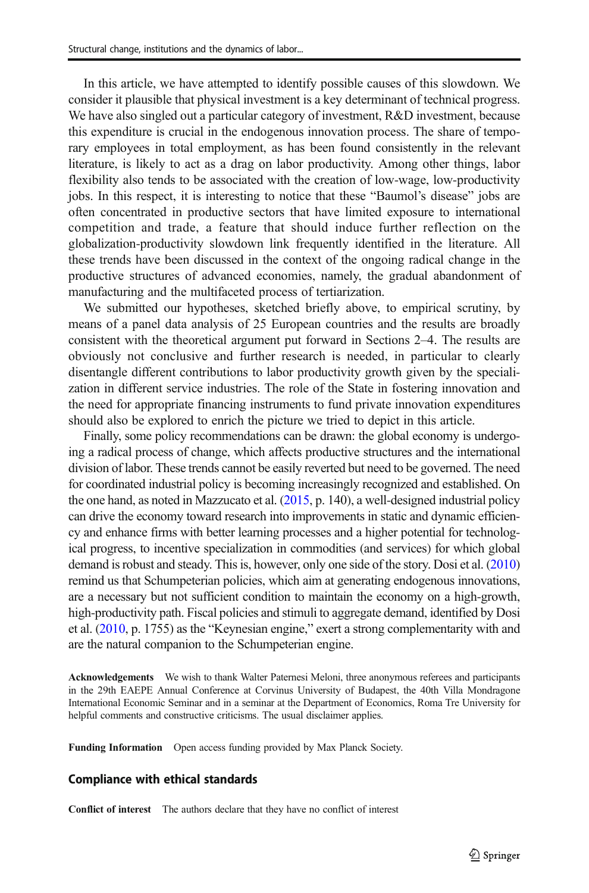In this article, we have attempted to identify possible causes of this slowdown. We consider it plausible that physical investment is a key determinant of technical progress. We have also singled out a particular category of investment, R&D investment, because this expenditure is crucial in the endogenous innovation process. The share of temporary employees in total employment, as has been found consistently in the relevant literature, is likely to act as a drag on labor productivity. Among other things, labor flexibility also tends to be associated with the creation of low-wage, low-productivity jobs. In this respect, it is interesting to notice that these "Baumol's disease" jobs are often concentrated in productive sectors that have limited exposure to international competition and trade, a feature that should induce further reflection on the globalization-productivity slowdown link frequently identified in the literature. All these trends have been discussed in the context of the ongoing radical change in the productive structures of advanced economies, namely, the gradual abandonment of manufacturing and the multifaceted process of tertiarization.

We submitted our hypotheses, sketched briefly above, to empirical scrutiny, by means of a panel data analysis of 25 European countries and the results are broadly consistent with the theoretical argument put forward in Sections 2–4. The results are obviously not conclusive and further research is needed, in particular to clearly disentangle different contributions to labor productivity growth given by the specialization in different service industries. The role of the State in fostering innovation and the need for appropriate financing instruments to fund private innovation expenditures should also be explored to enrich the picture we tried to depict in this article.

Finally, some policy recommendations can be drawn: the global economy is undergoing a radical process of change, which affects productive structures and the international division of labor. These trends cannot be easily reverted but need to be governed. The need for coordinated industrial policy is becoming increasingly recognized and established. On the one hand, as noted in Mazzucato et al. (2015, p. 140), a well-designed industrial policy can drive the economy toward research into improvements in static and dynamic efficiency and enhance firms with better learning processes and a higher potential for technological progress, to incentive specialization in commodities (and services) for which global demand is robust and steady. This is, however, only one side of the story. Dosi et al. (2010) remind us that Schumpeterian policies, which aim at generating endogenous innovations, are a necessary but not sufficient condition to maintain the economy on a high-growth, high-productivity path. Fiscal policies and stimuli to aggregate demand, identified by Dosi et al. (2010, p. 1755) as the "Keynesian engine," exert a strong complementarity with and are the natural companion to the Schumpeterian engine.

**Acknowledgements** We wish to thank Walter Paternesi Meloni, three anonymous referees and participants in the 29th EAEPE Annual Conference at Corvinus University of Budapest, the 40th Villa Mondragone International Economic Seminar and in a seminar at the Department of Economics, Roma Tre University for helpful comments and constructive criticisms. The usual disclaimer applies.

**Funding Information** Open access funding provided by Max Planck Society.

## Compliance with ethical standards

**Conflict of interest** The authors declare that they have no conflict of interest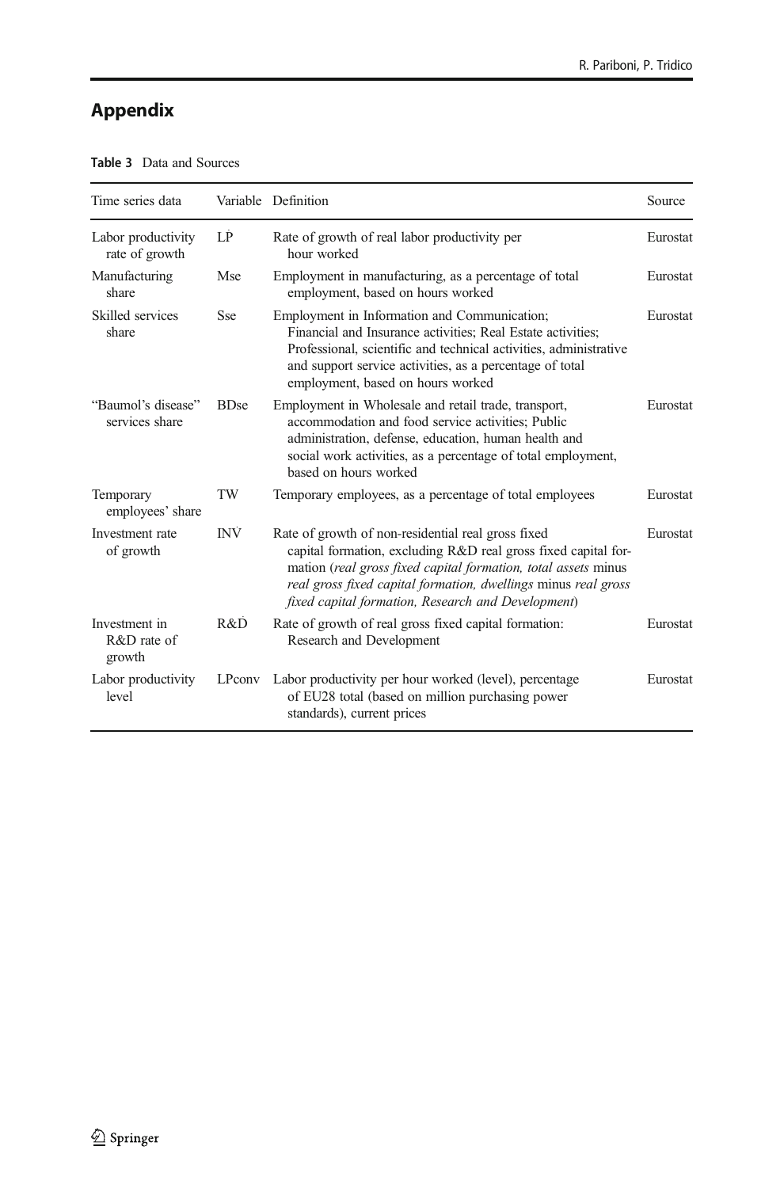## Appendix

**Table 3** Data and Sources

| Time series data | Variable | Definition | Source |
|---|---|---|---|
| Labor productivity rate of growth | $\dot{LP}$ | Rate of growth of real labor productivity per hour worked | Eurostat |
| Manufacturing share | Mse | Employment in manufacturing, as a percentage of total employment, based on hours worked | Eurostat |
| Skilled services share | Sse | Employment in Information and Communication; Financial and Insurance activities; Real Estate activities; Professional, scientific and technical activities, administrative and support service activities, as a percentage of total employment, based on hours worked | Eurostat |
| "Baumol's disease" services share | BDse | Employment in Wholesale and retail trade, transport, accommodation and food service activities; Public administration, defense, education, human health and social work activities, as a percentage of total employment, based on hours worked | Eurostat |
| Temporary employees' share | TW | Temporary employees, as a percentage of total employees | Eurostat |
| Investment rate of growth | $\dot{INV}$ | Rate of growth of non-residential real gross fixed capital formation, excluding R&D real gross fixed capital formation (*real gross fixed capital formation, total assets* minus *real gross fixed capital formation, dwellings* minus *real gross fixed capital formation, Research and Development*) | Eurostat |
| Investment in R&D rate of growth | $R\&\dot{D}$ | Rate of growth of real gross fixed capital formation: Research and Development | Eurostat |
| Labor productivity level | LPconv | Labor productivity per hour worked (level), percentage of EU28 total (based on million purchasing power standards), current prices | Eurostat |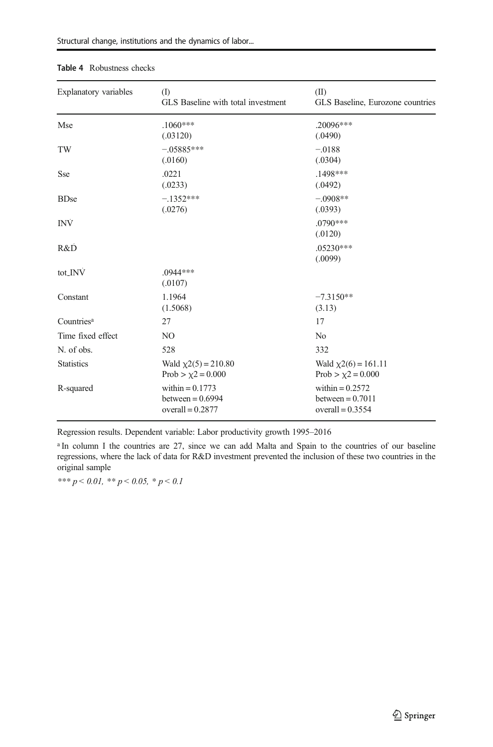**Table 4** Robustness checks

| Explanatory variables | (I)<br>GLS Baseline with total investment | (II)<br>GLS Baseline, Eurozone countries |
|---|---|---|
| Mse | .1060***<br>(.03120) | .20096***<br>(.0490) |
| TW | −.05885***<br>(.0160) | −.0188<br>(.0304) |
| Sse | .0221<br>(.0233) | .1498***<br>(.0492) |
| BDse | −.1352***<br>(.0276) | −.0908**<br>(.0393) |
| $\dot{INV}$ | | .0790***<br>(.0120) |
| $R\&\dot{D}$ | | .05230***<br>(.0099) |
| $tot\_\dot{INV}$ | .0944***<br>(.0107) | |
| Constant | 1.1964<br>(1.5068) | −7.3150**<br>(3.13) |
| Countries[a] | 27 | 17 |
| Time fixed effect | NO | No |
| N. of obs. | 528 | 332 |
| Statistics | Wald $\chi2(5) = 210.80$<br>Prob > $\chi2 = 0.000$ | Wald $\chi2(6) = 161.11$<br>Prob > $\chi2 = 0.000$ |
| R-squared | within = 0.1773<br>between = 0.6994<br>overall = 0.2877 | within = 0.2572<br>between = 0.7011<br>overall = 0.3554 |

Regression results. Dependent variable: Labor productivity growth 1995–2016

[a] In column I the countries are 27, since we can add Malta and Spain to the countries of our baseline regressions, where the lack of data for R&D investment prevented the inclusion of these two countries in the original sample

*** $p < 0.01$, ** $p < 0.05$, * $p < 0.1$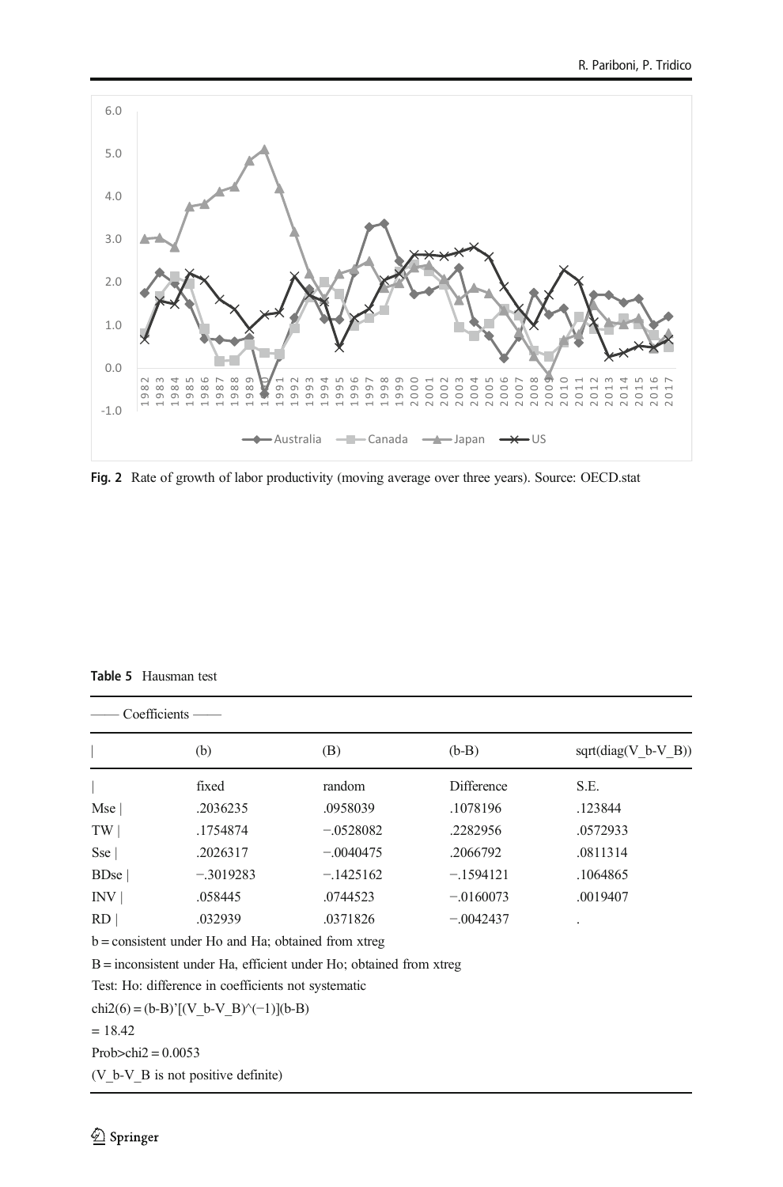Fig. 2 Rate of growth of labor productivity (moving average over three years). Source: OECD.stat

Table 5 Hausman test

| —— Coefficients —— | | | | |
|---|---|---|---|---|
| \| | (b) | (B) | (b-B) | sqrt(diag(V_b-V_B)) |
| \| | fixed | random | Difference | S.E. |
| Mse \| | .2036235 | .0958039 | .1078196 | .123844 |
| TW \| | .1754874 | −.0528082 | .2282956 | .0572933 |
| Sse \| | .2026317 | −.0040475 | .2066792 | .0811314 |
| BDse \| | −.3019283 | −.1425162 | −.1594121 | .1064865 |
| INV \| | .058445 | .0744523 | −.0160073 | .0019407 |
| RD \| | .032939 | .0371826 | −.0042437 | . |

b = consistent under Ho and Ha; obtained from xtreg

B = inconsistent under Ha, efficient under Ho; obtained from xtreg

Test: Ho: difference in coefficients not systematic

chi2(6) = (b-B)'[(V_b-V_B)^(−1)](b-B)

= 18.42

Prob>chi2 = 0.0053

(V_b-V_B is not positive definite)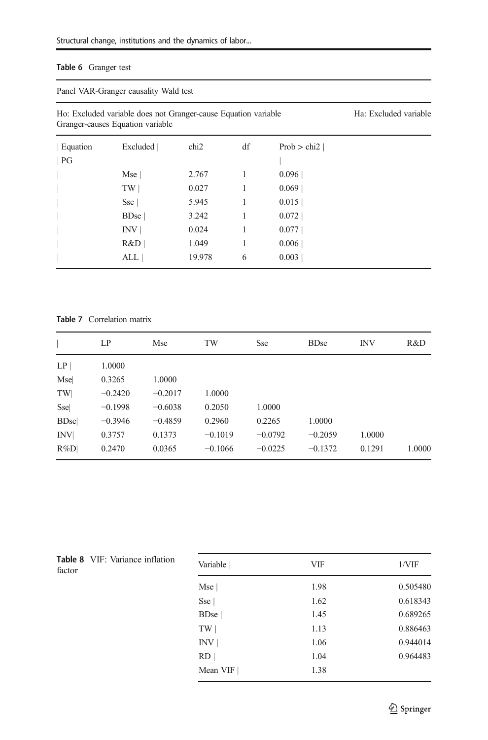**Table 6** Granger test

Panel VAR-Granger causality Wald test

Ho: Excluded variable does not Granger-cause Equation variable | Ha: Excluded variable Granger-causes Equation variable

| Equation | Excluded | chi2 | df | Prob > chi2 |
|---|---|---|---|---|
| PG | | | | |
| | Mse | 2.767 | 1 | 0.096 |
| | TW | 0.027 | 1 | 0.069 |
| | Sse | 5.945 | 1 | 0.015 |
| | BDse | 3.242 | 1 | 0.072 |
| | INV | 0.024 | 1 | 0.077 |
| | R&D | 1.049 | 1 | 0.006 |
| | ALL | 19.978 | 6 | 0.003 |

**Table 7** Correlation matrix

| | LP | Mse | TW | Sse | BDse | INV | R&D |
|---|---|---|---|---|---|---|---|
| LP | 1.0000 | | | | | | |
| Mse | 0.3265 | 1.0000 | | | | | |
| TW | −0.2420 | −0.2017 | 1.0000 | | | | |
| Sse | −0.1998 | −0.6038 | 0.2050 | 1.0000 | | | |
| BDse | −0.3946 | −0.4859 | 0.2960 | 0.2265 | 1.0000 | | |
| INV | 0.3757 | 0.1373 | −0.1019 | −0.0792 | −0.2059 | 1.0000 | |
| R%D | 0.2470 | 0.0365 | −0.1066 | −0.0225 | −0.1372 | 0.1291 | 1.0000 |

**Table 8** VIF: Variance inflation factor

| Variable | VIF | 1/VIF |
|---|---|---|
| Mse | 1.98 | 0.505480 |
| Sse | 1.62 | 0.618343 |
| BDse | 1.45 | 0.689265 |
| TW | 1.13 | 0.886463 |
| INV | 1.06 | 0.944014 |
| RD | 1.04 | 0.964483 |
| Mean VIF | 1.38 | |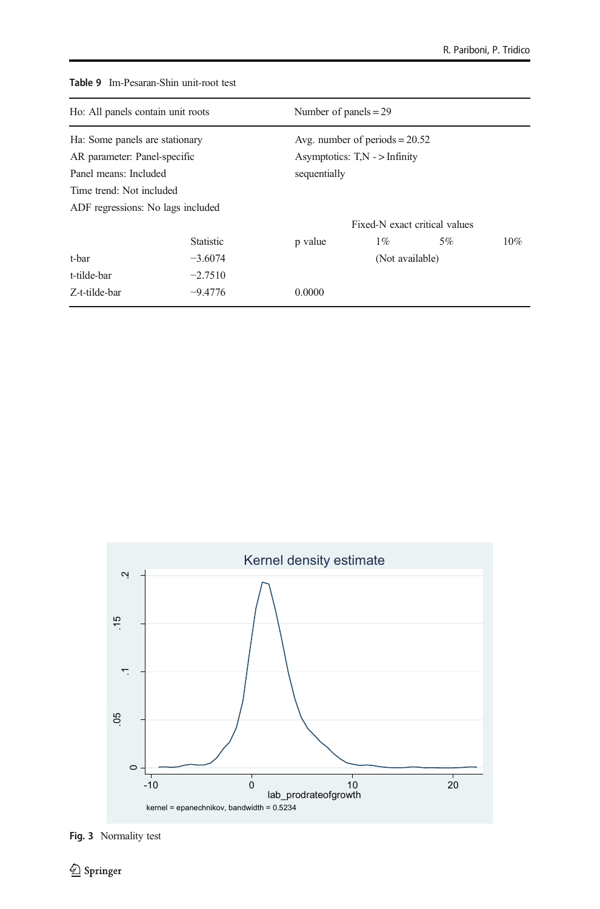Table 9 Im-Pesaran-Shin unit-root test

| Ho: All panels contain unit roots | | Number of panels = 29 | | | |
|---|---|---|---|---|---|
| Ha: Some panels are stationary | | Avg. number of periods = 20.52 | | | |
| AR parameter: Panel-specific | | Asymptotics: T,N - > Infinity | | | |
| Panel means: Included | | sequentially | | | |
| Time trend: Not included | | | | | |
| ADF regressions: No lags included | | | | | |
| | | | Fixed-N exact critical values | | |
| | Statistic | p value | 1% | 5% | 10% |
| t-bar | −3.6074 | | (Not available) | | |
| t-tilde-bar | −2.7510 | | | | |
| Z-t-tilde-bar | −9.4776 | 0.0000 | | | |

Fig. 3 Normality test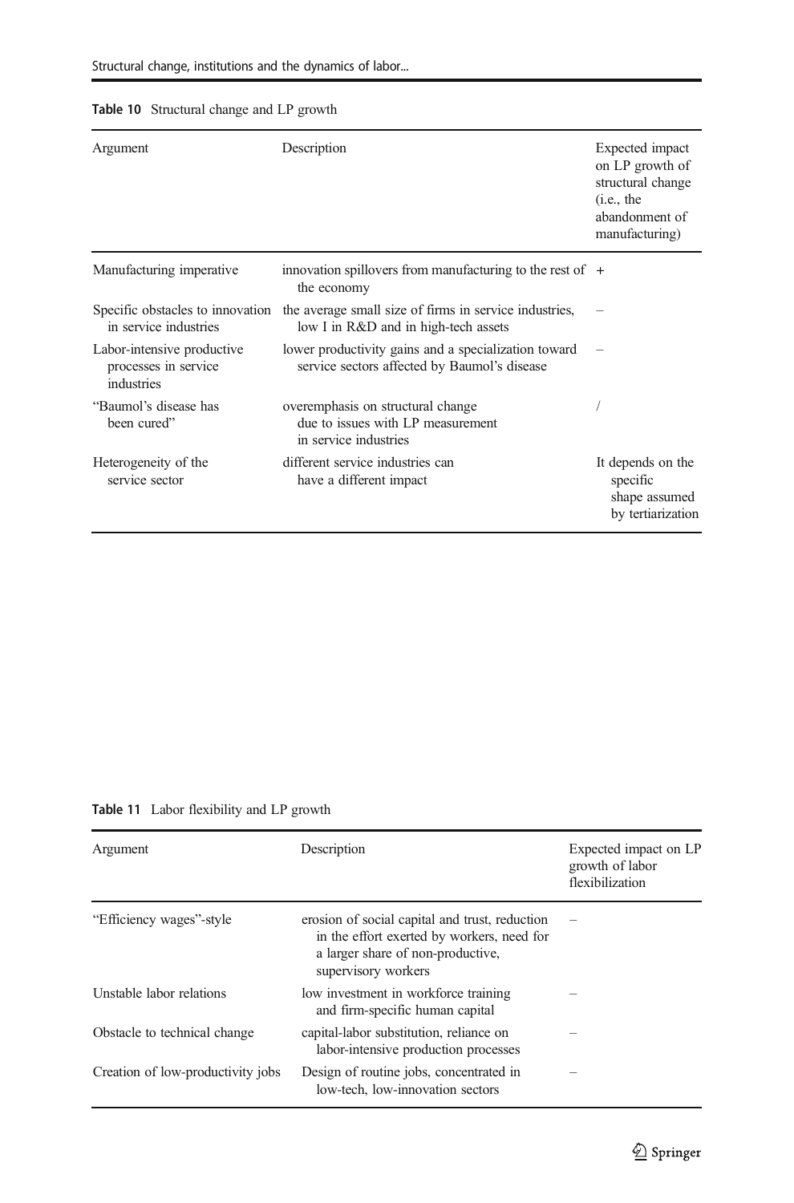**Table 10** Structural change and LP growth

| Argument | Description | Expected impact on LP growth of structural change (i.e., the abandonment of manufacturing) |
|---|---|---|
| Manufacturing imperative | innovation spillovers from manufacturing to the rest of the economy | + |
| Specific obstacles to innovation in service industries | the average small size of firms in service industries, low I in R&D and in high-tech assets | – |
| Labor-intensive productive processes in service industries | lower productivity gains and a specialization toward service sectors affected by Baumol's disease | – |
| "Baumol's disease has been cured" | overemphasis on structural change due to issues with LP measurement in service industries | / |
| Heterogeneity of the service sector | different service industries can have a different impact | It depends on the specific shape assumed by tertiarization |

**Table 11** Labor flexibility and LP growth

| Argument | Description | Expected impact on LP growth of labor flexibilization |
|---|---|---|
| "Efficiency wages"-style | erosion of social capital and trust, reduction in the effort exerted by workers, need for a larger share of non-productive, supervisory workers | – |
| Unstable labor relations | low investment in workforce training and firm-specific human capital | – |
| Obstacle to technical change | capital-labor substitution, reliance on labor-intensive production processes | – |
| Creation of low-productivity jobs | Design of routine jobs, concentrated in low-tech, low-innovation sectors | – |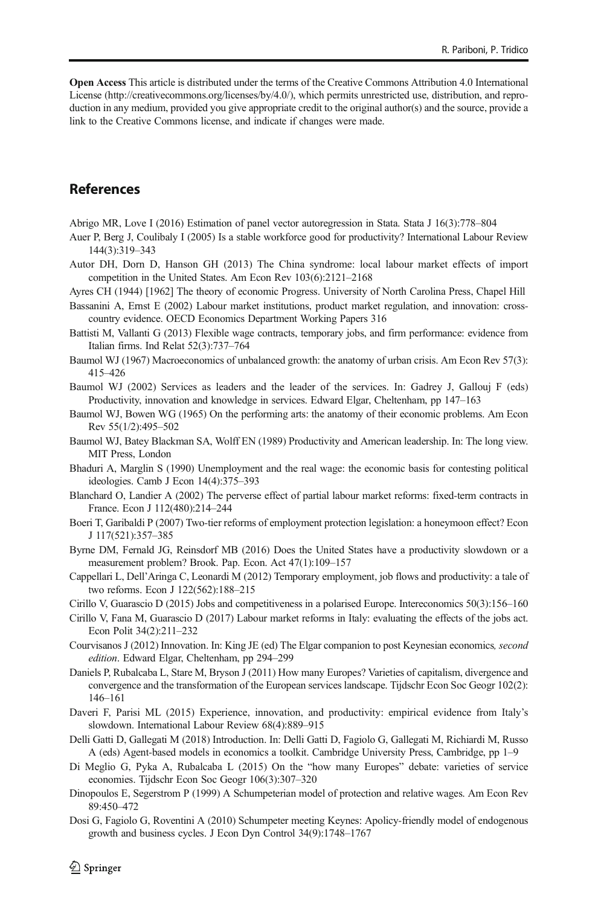**Open Access** This article is distributed under the terms of the Creative Commons Attribution 4.0 International License (http://creativecommons.org/licenses/by/4.0/), which permits unrestricted use, distribution, and reproduction in any medium, provided you give appropriate credit to the original author(s) and the source, provide a link to the Creative Commons license, and indicate if changes were made.

## References

Abrigo MR, Love I (2016) Estimation of panel vector autoregression in Stata. Stata J 16(3):778–804

Auer P, Berg J, Coulibaly I (2005) Is a stable workforce good for productivity? International Labour Review 144(3):319–343

Autor DH, Dorn D, Hanson GH (2013) The China syndrome: local labour market effects of import competition in the United States. Am Econ Rev 103(6):2121–2168

Ayres CH (1944) [1962] The theory of economic Progress. University of North Carolina Press, Chapel Hill

Bassanini A, Ernst E (2002) Labour market institutions, product market regulation, and innovation: cross-country evidence. OECD Economics Department Working Papers 316

Battisti M, Vallanti G (2013) Flexible wage contracts, temporary jobs, and firm performance: evidence from Italian firms. Ind Relat 52(3):737–764

Baumol WJ (1967) Macroeconomics of unbalanced growth: the anatomy of urban crisis. Am Econ Rev 57(3): 415–426

Baumol WJ (2002) Services as leaders and the leader of the services. In: Gadrey J, Gallouj F (eds) Productivity, innovation and knowledge in services. Edward Elgar, Cheltenham, pp 147–163

Baumol WJ, Bowen WG (1965) On the performing arts: the anatomy of their economic problems. Am Econ Rev 55(1/2):495–502

Baumol WJ, Batey Blackman SA, Wolff EN (1989) Productivity and American leadership. In: The long view. MIT Press, London

Bhaduri A, Marglin S (1990) Unemployment and the real wage: the economic basis for contesting political ideologies. Camb J Econ 14(4):375–393

Blanchard O, Landier A (2002) The perverse effect of partial labour market reforms: fixed-term contracts in France. Econ J 112(480):214–244

Boeri T, Garibaldi P (2007) Two-tier reforms of employment protection legislation: a honeymoon effect? Econ J 117(521):357–385

Byrne DM, Fernald JG, Reinsdorf MB (2016) Does the United States have a productivity slowdown or a measurement problem? Brook. Pap. Econ. Act 47(1):109–157

Cappellari L, Dell'Aringa C, Leonardi M (2012) Temporary employment, job flows and productivity: a tale of two reforms. Econ J 122(562):188–215

Cirillo V, Guarascio D (2015) Jobs and competitiveness in a polarised Europe. Intereconomics 50(3):156–160

Cirillo V, Fana M, Guarascio D (2017) Labour market reforms in Italy: evaluating the effects of the jobs act. Econ Polit 34(2):211–232

Courvisanos J (2012) Innovation. In: King JE (ed) The Elgar companion to post Keynesian economics*, second edition*. Edward Elgar, Cheltenham, pp 294–299

Daniels P, Rubalcaba L, Stare M, Bryson J (2011) How many Europes? Varieties of capitalism, divergence and convergence and the transformation of the European services landscape. Tijdschr Econ Soc Geogr 102(2): 146–161

Daveri F, Parisi ML (2015) Experience, innovation, and productivity: empirical evidence from Italy's slowdown. International Labour Review 68(4):889–915

Delli Gatti D, Gallegati M (2018) Introduction. In: Delli Gatti D, Fagiolo G, Gallegati M, Richiardi M, Russo A (eds) Agent-based models in economics a toolkit. Cambridge University Press, Cambridge, pp 1–9

Di Meglio G, Pyka A, Rubalcaba L (2015) On the "how many Europes" debate: varieties of service economies. Tijdschr Econ Soc Geogr 106(3):307–320

Dinopoulos E, Segerstrom P (1999) A Schumpeterian model of protection and relative wages. Am Econ Rev 89:450–472

Dosi G, Fagiolo G, Roventini A (2010) Schumpeter meeting Keynes: Apolicy-friendly model of endogenous growth and business cycles. J Econ Dyn Control 34(9):1748–1767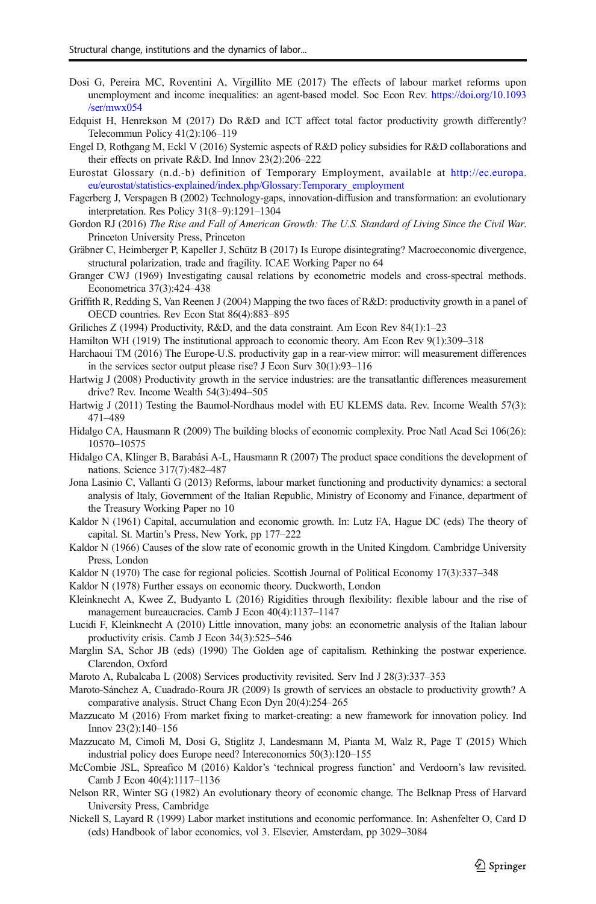Dosi G, Pereira MC, Roventini A, Virgillito ME (2017) The effects of labour market reforms upon unemployment and income inequalities: an agent-based model. Soc Econ Rev. https://doi.org/10.1093/ser/mwx054

Edquist H, Henrekson M (2017) Do R&D and ICT affect total factor productivity growth differently? Telecommun Policy 41(2):106–119

Engel D, Rothgang M, Eckl V (2016) Systemic aspects of R&D policy subsidies for R&D collaborations and their effects on private R&D. Ind Innov 23(2):206–222

Eurostat Glossary (n.d.-b) definition of Temporary Employment, available at http://ec.europa.eu/eurostat/statistics-explained/index.php/Glossary:Temporary_employment

Fagerberg J, Verspagen B (2002) Technology-gaps, innovation-diffusion and transformation: an evolutionary interpretation. Res Policy 31(8–9):1291–1304

Gordon RJ (2016) *The Rise and Fall of American Growth: The U.S. Standard of Living Since the Civil War.* Princeton University Press, Princeton

Gräbner C, Heimberger P, Kapeller J, Schütz B (2017) Is Europe disintegrating? Macroeconomic divergence, structural polarization, trade and fragility. ICAE Working Paper no 64

Granger CWJ (1969) Investigating causal relations by econometric models and cross-spectral methods. Econometrica 37(3):424–438

Griffith R, Redding S, Van Reenen J (2004) Mapping the two faces of R&D: productivity growth in a panel of OECD countries. Rev Econ Stat 86(4):883–895

Griliches Z (1994) Productivity, R&D, and the data constraint. Am Econ Rev 84(1):1–23

Hamilton WH (1919) The institutional approach to economic theory. Am Econ Rev 9(1):309–318

Harchaoui TM (2016) The Europe-U.S. productivity gap in a rear-view mirror: will measurement differences in the services sector output please rise? J Econ Surv 30(1):93–116

Hartwig J (2008) Productivity growth in the service industries: are the transatlantic differences measurement drive? Rev. Income Wealth 54(3):494–505

Hartwig J (2011) Testing the Baumol-Nordhaus model with EU KLEMS data. Rev. Income Wealth 57(3): 471–489

Hidalgo CA, Hausmann R (2009) The building blocks of economic complexity. Proc Natl Acad Sci 106(26): 10570–10575

Hidalgo CA, Klinger B, Barabási A-L, Hausmann R (2007) The product space conditions the development of nations. Science 317(7):482–487

Jona Lasinio C, Vallanti G (2013) Reforms, labour market functioning and productivity dynamics: a sectoral analysis of Italy, Government of the Italian Republic, Ministry of Economy and Finance, department of the Treasury Working Paper no 10

Kaldor N (1961) Capital, accumulation and economic growth. In: Lutz FA, Hague DC (eds) The theory of capital. St. Martin's Press, New York, pp 177–222

Kaldor N (1966) Causes of the slow rate of economic growth in the United Kingdom. Cambridge University Press, London

Kaldor N (1970) The case for regional policies. Scottish Journal of Political Economy 17(3):337–348

Kaldor N (1978) Further essays on economic theory. Duckworth, London

Kleinknecht A, Kwee Z, Budyanto L (2016) Rigidities through flexibility: flexible labour and the rise of management bureaucracies. Camb J Econ 40(4):1137–1147

Lucidi F, Kleinknecht A (2010) Little innovation, many jobs: an econometric analysis of the Italian labour productivity crisis. Camb J Econ 34(3):525–546

Marglin SA, Schor JB (eds) (1990) The Golden age of capitalism. Rethinking the postwar experience. Clarendon, Oxford

Maroto A, Rubalcaba L (2008) Services productivity revisited. Serv Ind J 28(3):337–353

Maroto-Sánchez A, Cuadrado-Roura JR (2009) Is growth of services an obstacle to productivity growth? A comparative analysis. Struct Chang Econ Dyn 20(4):254–265

Mazzucato M (2016) From market fixing to market-creating: a new framework for innovation policy. Ind Innov 23(2):140–156

Mazzucato M, Cimoli M, Dosi G, Stiglitz J, Landesmann M, Pianta M, Walz R, Page T (2015) Which industrial policy does Europe need? Intereconomics 50(3):120–155

McCombie JSL, Spreafico M (2016) Kaldor's 'technical progress function' and Verdoorn's law revisited. Camb J Econ 40(4):1117–1136

Nelson RR, Winter SG (1982) An evolutionary theory of economic change. The Belknap Press of Harvard University Press, Cambridge

Nickell S, Layard R (1999) Labor market institutions and economic performance. In: Ashenfelter O, Card D (eds) Handbook of labor economics, vol 3. Elsevier, Amsterdam, pp 3029–3084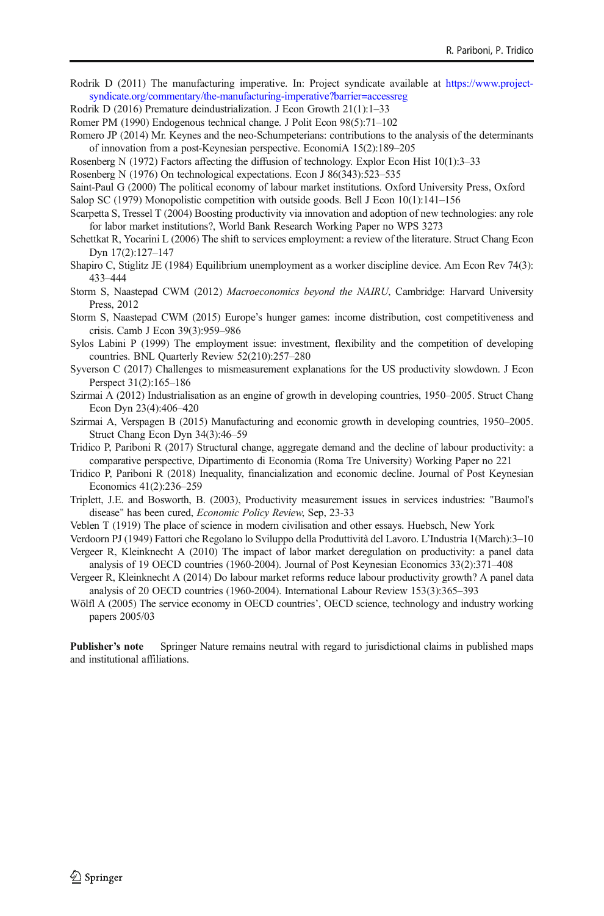Rodrik D (2011) The manufacturing imperative. In: Project syndicate available at https://www.project-syndicate.org/commentary/the-manufacturing-imperative?barrier=accessreg

Rodrik D (2016) Premature deindustrialization. J Econ Growth 21(1):1–33

Romer PM (1990) Endogenous technical change. J Polit Econ 98(5):71–102

Romero JP (2014) Mr. Keynes and the neo-Schumpeterians: contributions to the analysis of the determinants of innovation from a post-Keynesian perspective. EconomiA 15(2):189–205

Rosenberg N (1972) Factors affecting the diffusion of technology. Explor Econ Hist 10(1):3–33

Rosenberg N (1976) On technological expectations. Econ J 86(343):523–535

Saint-Paul G (2000) The political economy of labour market institutions. Oxford University Press, Oxford

Salop SC (1979) Monopolistic competition with outside goods. Bell J Econ 10(1):141–156

Scarpetta S, Tressel T (2004) Boosting productivity via innovation and adoption of new technologies: any role for labor market institutions?, World Bank Research Working Paper no WPS 3273

Schettkat R, Yocarini L (2006) The shift to services employment: a review of the literature. Struct Chang Econ Dyn 17(2):127–147

Shapiro C, Stiglitz JE (1984) Equilibrium unemployment as a worker discipline device. Am Econ Rev 74(3): 433–444

Storm S, Naastepad CWM (2012) *Macroeconomics beyond the NAIRU*, Cambridge: Harvard University Press, 2012

Storm S, Naastepad CWM (2015) Europe's hunger games: income distribution, cost competitiveness and crisis. Camb J Econ 39(3):959–986

Sylos Labini P (1999) The employment issue: investment, flexibility and the competition of developing countries. BNL Quarterly Review 52(210):257–280

Syverson C (2017) Challenges to mismeasurement explanations for the US productivity slowdown. J Econ Perspect 31(2):165–186

Szirmai A (2012) Industrialisation as an engine of growth in developing countries, 1950–2005. Struct Chang Econ Dyn 23(4):406–420

Szirmai A, Verspagen B (2015) Manufacturing and economic growth in developing countries, 1950–2005. Struct Chang Econ Dyn 34(3):46–59

Tridico P, Pariboni R (2017) Structural change, aggregate demand and the decline of labour productivity: a comparative perspective, Dipartimento di Economia (Roma Tre University) Working Paper no 221

Tridico P, Pariboni R (2018) Inequality, financialization and economic decline. Journal of Post Keynesian Economics 41(2):236–259

Triplett, J.E. and Bosworth, B. (2003), Productivity measurement issues in services industries: "Baumol's disease" has been cured, *Economic Policy Review*, Sep, 23-33

Veblen T (1919) The place of science in modern civilisation and other essays. Huebsch, New York

Verdoorn PJ (1949) Fattori che Regolano lo Sviluppo della Produttività del Lavoro. L'Industria 1(March):3–10

Vergeer R, Kleinknecht A (2010) The impact of labor market deregulation on productivity: a panel data analysis of 19 OECD countries (1960-2004). Journal of Post Keynesian Economics 33(2):371–408

Vergeer R, Kleinknecht A (2014) Do labour market reforms reduce labour productivity growth? A panel data analysis of 20 OECD countries (1960-2004). International Labour Review 153(3):365–393

Wölfl A (2005) The service economy in OECD countries', OECD science, technology and industry working papers 2005/03

**Publisher's note** Springer Nature remains neutral with regard to jurisdictional claims in published maps and institutional affiliations.